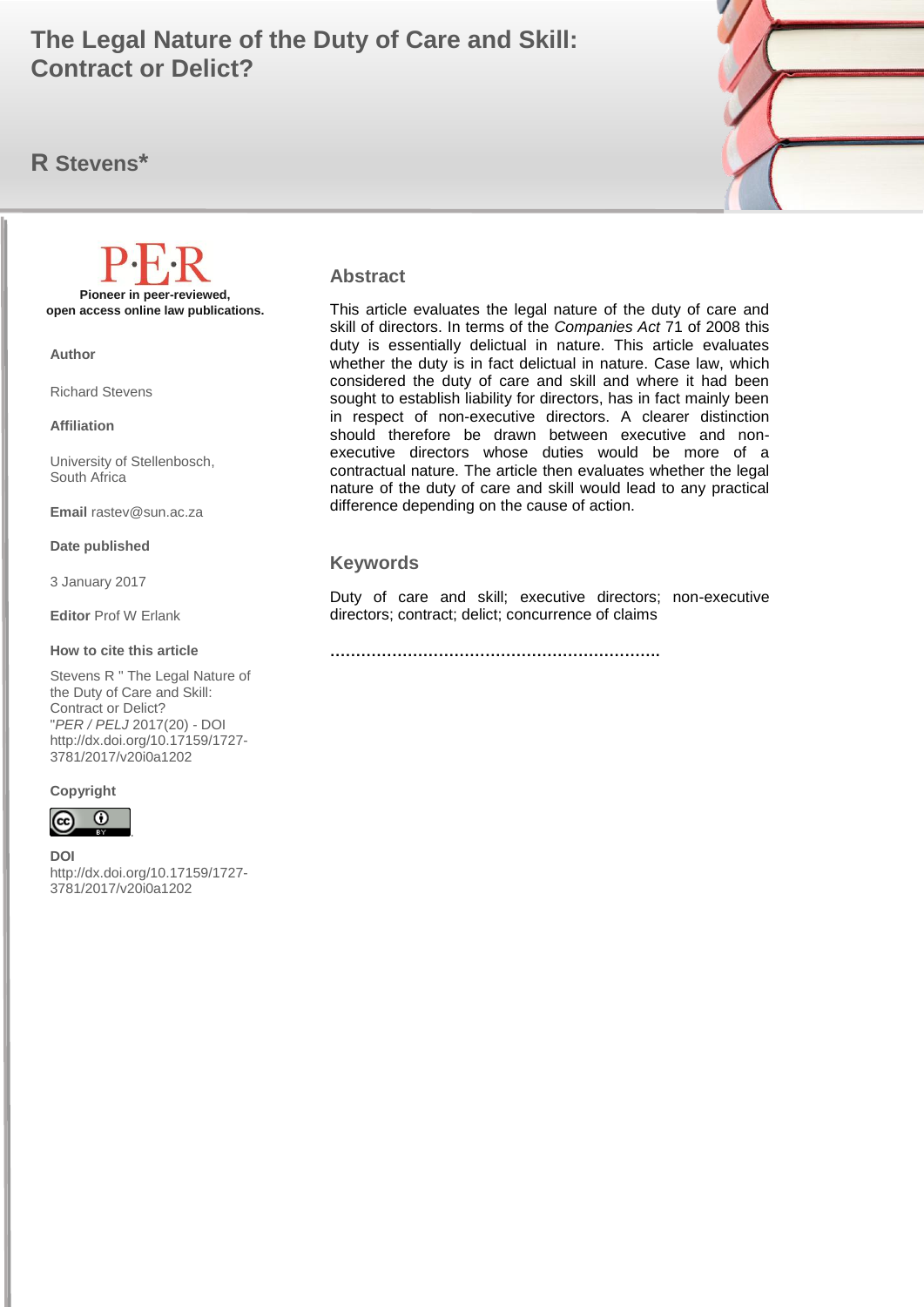# The Legal Nature of the Duty of Care and Skill: Contract or Delict?

## R Stevens*

**Pioneer in peer-reviewed, open access online law publications.**

**Author**

Richard Stevens

**Affiliation**

University of Stellenbosch, South Africa

**Email** rastev@sun.ac.za

**Date published**

3 January 2017

**Editor** Prof W Erlank

**How to cite this article**

Stevens R " The Legal Nature of the Duty of Care and Skill: Contract or Delict? "*PER / PELJ* 2017(20) - DOI http://dx.doi.org/10.17159/1727-3781/2017/v20i0a1202

**Copyright**

**DOI**
http://dx.doi.org/10.17159/1727-3781/2017/v20i0a1202

### Abstract

This article evaluates the legal nature of the duty of care and skill of directors. In terms of the *Companies Act* 71 of 2008 this duty is essentially delictual in nature. This article evaluates whether the duty is in fact delictual in nature. Case law, which considered the duty of care and skill and where it had been sought to establish liability for directors, has in fact mainly been in respect of non-executive directors. A clearer distinction should therefore be drawn between executive and non-executive directors whose duties would be more of a contractual nature. The article then evaluates whether the legal nature of the duty of care and skill would lead to any practical difference depending on the cause of action.

### Keywords

Duty of care and skill; executive directors; non-executive directors; contract; delict; concurrence of claims

……………………………………………………….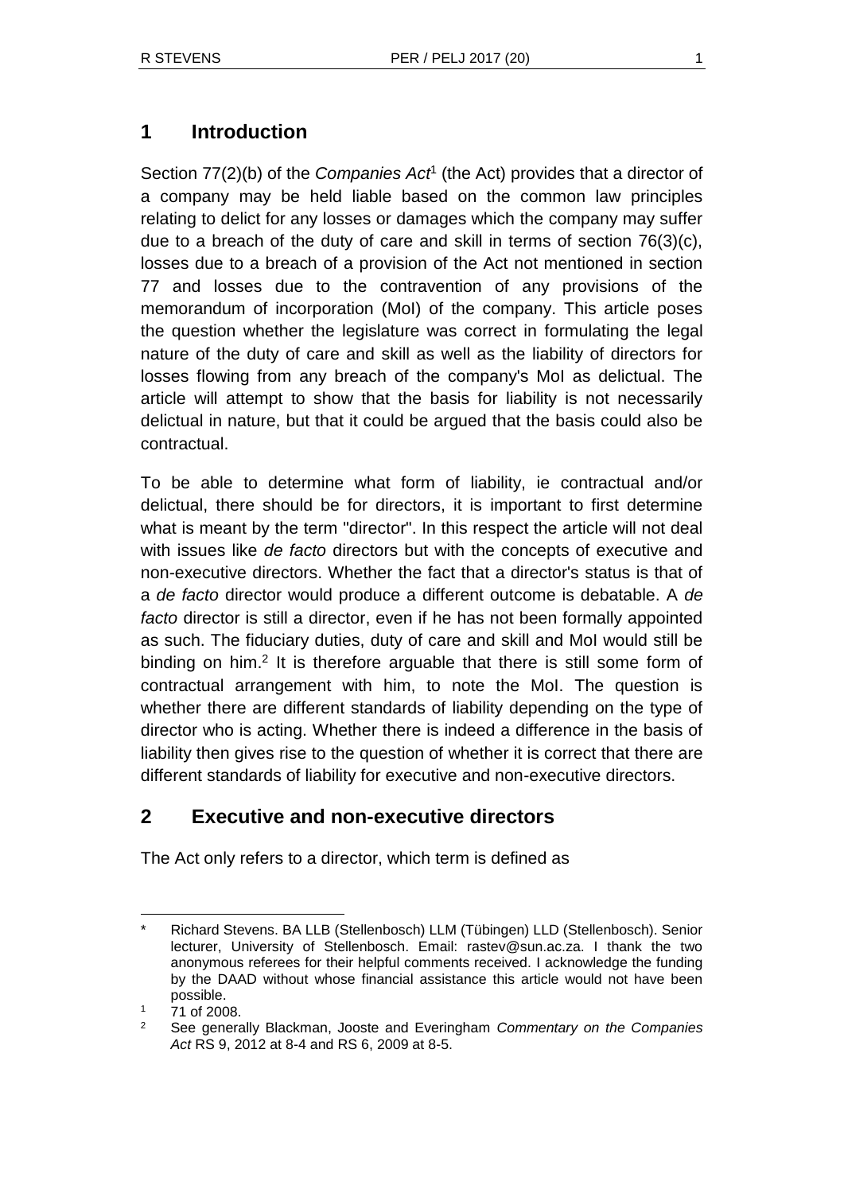## 1 Introduction

Section 77(2)(b) of the *Companies Act*[1] (the Act) provides that a director of a company may be held liable based on the common law principles relating to delict for any losses or damages which the company may suffer due to a breach of the duty of care and skill in terms of section 76(3)(c), losses due to a breach of a provision of the Act not mentioned in section 77 and losses due to the contravention of any provisions of the memorandum of incorporation (MoI) of the company. This article poses the question whether the legislature was correct in formulating the legal nature of the duty of care and skill as well as the liability of directors for losses flowing from any breach of the company's MoI as delictual. The article will attempt to show that the basis for liability is not necessarily delictual in nature, but that it could be argued that the basis could also be contractual.

To be able to determine what form of liability, ie contractual and/or delictual, there should be for directors, it is important to first determine what is meant by the term "director". In this respect the article will not deal with issues like *de facto* directors but with the concepts of executive and non-executive directors. Whether the fact that a director's status is that of a *de facto* director would produce a different outcome is debatable. A *de facto* director is still a director, even if he has not been formally appointed as such. The fiduciary duties, duty of care and skill and MoI would still be binding on him.[2] It is therefore arguable that there is still some form of contractual arrangement with him, to note the MoI. The question is whether there are different standards of liability depending on the type of director who is acting. Whether there is indeed a difference in the basis of liability then gives rise to the question of whether it is correct that there are different standards of liability for executive and non-executive directors.

## 2 Executive and non-executive directors

The Act only refers to a director, which term is defined as

---

\* Richard Stevens. BA LLB (Stellenbosch) LLM (Tübingen) LLD (Stellenbosch). Senior lecturer, University of Stellenbosch. Email: rastev@sun.ac.za. I thank the two anonymous referees for their helpful comments received. I acknowledge the funding by the DAAD without whose financial assistance this article would not have been possible.

[1] 71 of 2008.

[2] See generally Blackman, Jooste and Everingham *Commentary on the Companies Act* RS 9, 2012 at 8-4 and RS 6, 2009 at 8-5.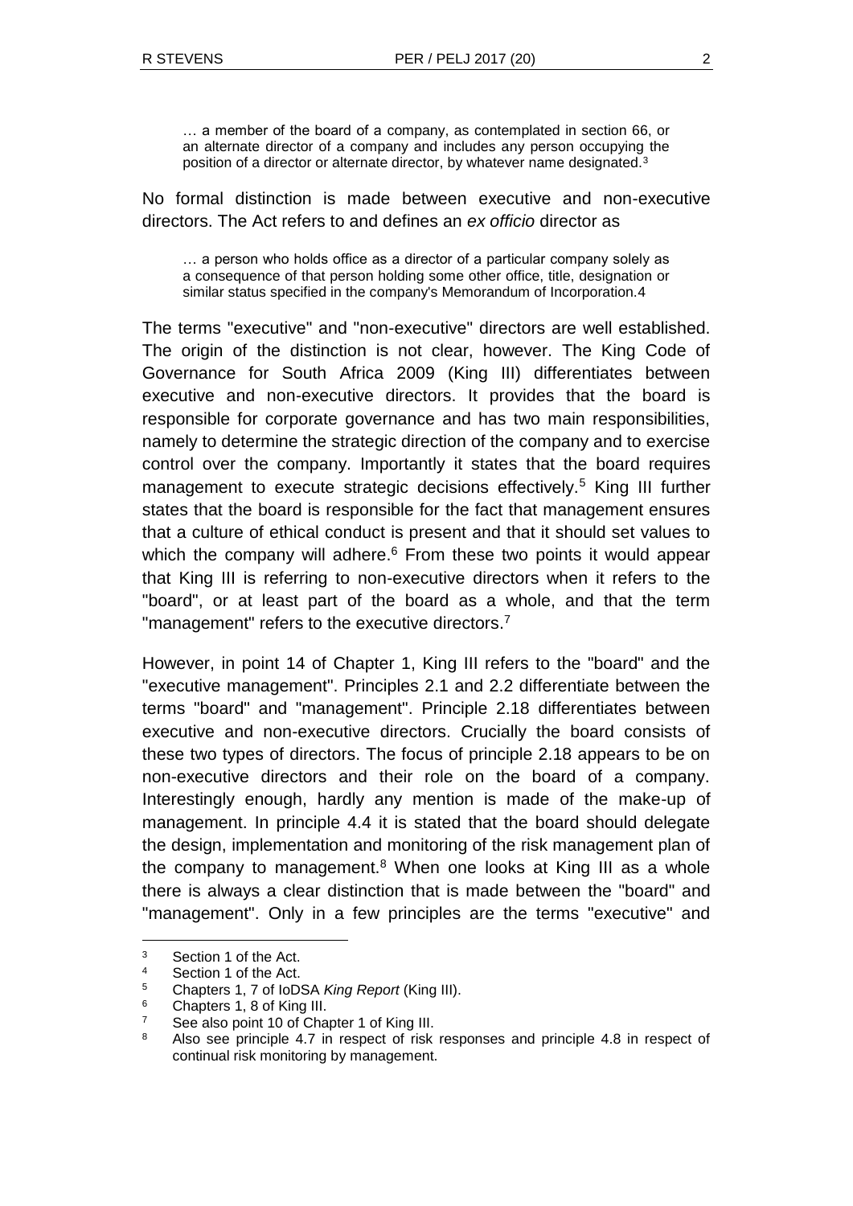> … a member of the board of a company, as contemplated in section 66, or an alternate director of a company and includes any person occupying the position of a director or alternate director, by whatever name designated.[3]

No formal distinction is made between executive and non-executive directors. The Act refers to and defines an *ex officio* director as

> … a person who holds office as a director of a particular company solely as a consequence of that person holding some other office, title, designation or similar status specified in the company's Memorandum of Incorporation.4

The terms "executive" and "non-executive" directors are well established. The origin of the distinction is not clear, however. The King Code of Governance for South Africa 2009 (King III) differentiates between executive and non-executive directors. It provides that the board is responsible for corporate governance and has two main responsibilities, namely to determine the strategic direction of the company and to exercise control over the company. Importantly it states that the board requires management to execute strategic decisions effectively.[5] King III further states that the board is responsible for the fact that management ensures that a culture of ethical conduct is present and that it should set values to which the company will adhere.[6] From these two points it would appear that King III is referring to non-executive directors when it refers to the "board", or at least part of the board as a whole, and that the term "management" refers to the executive directors.[7]

However, in point 14 of Chapter 1, King III refers to the "board" and the "executive management". Principles 2.1 and 2.2 differentiate between the terms "board" and "management". Principle 2.18 differentiates between executive and non-executive directors. Crucially the board consists of these two types of directors. The focus of principle 2.18 appears to be on non-executive directors and their role on the board of a company. Interestingly enough, hardly any mention is made of the make-up of management. In principle 4.4 it is stated that the board should delegate the design, implementation and monitoring of the risk management plan of the company to management.[8] When one looks at King III as a whole there is always a clear distinction that is made between the "board" and "management". Only in a few principles are the terms "executive" and

---

[3] Section 1 of the Act.

[4] Section 1 of the Act.

[5] Chapters 1, 7 of IoDSA *King Report* (King III).

[6] Chapters 1, 8 of King III.

[7] See also point 10 of Chapter 1 of King III.

[8] Also see principle 4.7 in respect of risk responses and principle 4.8 in respect of continual risk monitoring by management.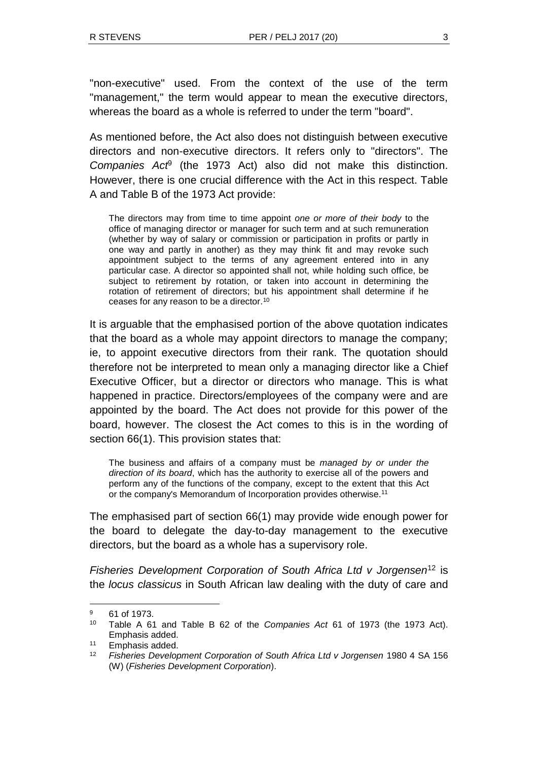"non-executive" used. From the context of the use of the term "management," the term would appear to mean the executive directors, whereas the board as a whole is referred to under the term "board".

As mentioned before, the Act also does not distinguish between executive directors and non-executive directors. It refers only to "directors". The *Companies Act*[9] (the 1973 Act) also did not make this distinction. However, there is one crucial difference with the Act in this respect. Table A and Table B of the 1973 Act provide:

> The directors may from time to time appoint *one or more of their body* to the office of managing director or manager for such term and at such remuneration (whether by way of salary or commission or participation in profits or partly in one way and partly in another) as they may think fit and may revoke such appointment subject to the terms of any agreement entered into in any particular case. A director so appointed shall not, while holding such office, be subject to retirement by rotation, or taken into account in determining the rotation of retirement of directors; but his appointment shall determine if he ceases for any reason to be a director.[10]

It is arguable that the emphasised portion of the above quotation indicates that the board as a whole may appoint directors to manage the company; ie, to appoint executive directors from their rank. The quotation should therefore not be interpreted to mean only a managing director like a Chief Executive Officer, but a director or directors who manage. This is what happened in practice. Directors/employees of the company were and are appointed by the board. The Act does not provide for this power of the board, however. The closest the Act comes to this is in the wording of section 66(1). This provision states that:

> The business and affairs of a company must be *managed by or under the direction of its board*, which has the authority to exercise all of the powers and perform any of the functions of the company, except to the extent that this Act or the company's Memorandum of Incorporation provides otherwise.[11]

The emphasised part of section 66(1) may provide wide enough power for the board to delegate the day-to-day management to the executive directors, but the board as a whole has a supervisory role.

*Fisheries Development Corporation of South Africa Ltd v Jorgensen*[12] is the *locus classicus* in South African law dealing with the duty of care and

---

[9] 61 of 1973.

[10] Table A 61 and Table B 62 of the *Companies Act* 61 of 1973 (the 1973 Act). Emphasis added.

[11] Emphasis added.

[12] *Fisheries Development Corporation of South Africa Ltd v Jorgensen* 1980 4 SA 156 (W) (*Fisheries Development Corporation*).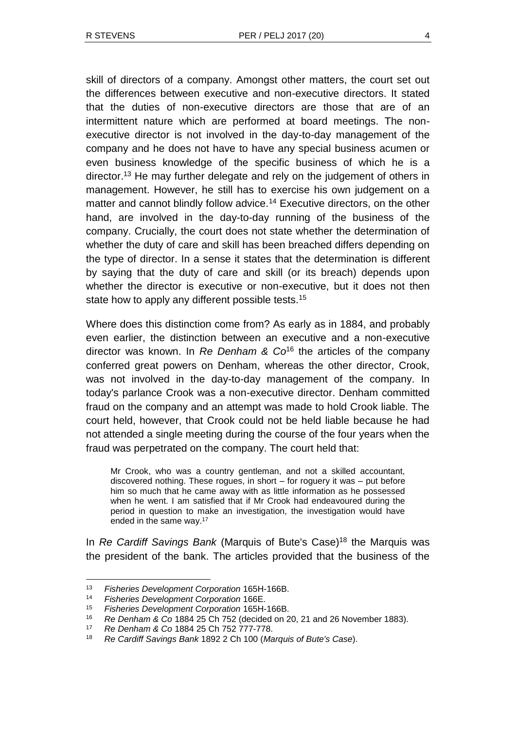skill of directors of a company. Amongst other matters, the court set out the differences between executive and non-executive directors. It stated that the duties of non-executive directors are those that are of an intermittent nature which are performed at board meetings. The non-executive director is not involved in the day-to-day management of the company and he does not have to have any special business acumen or even business knowledge of the specific business of which he is a director.[13] He may further delegate and rely on the judgement of others in management. However, he still has to exercise his own judgement on a matter and cannot blindly follow advice.[14] Executive directors, on the other hand, are involved in the day-to-day running of the business of the company. Crucially, the court does not state whether the determination of whether the duty of care and skill has been breached differs depending on the type of director. In a sense it states that the determination is different by saying that the duty of care and skill (or its breach) depends upon whether the director is executive or non-executive, but it does not then state how to apply any different possible tests.[15]

Where does this distinction come from? As early as in 1884, and probably even earlier, the distinction between an executive and a non-executive director was known. In *Re Denham & Co*[16] the articles of the company conferred great powers on Denham, whereas the other director, Crook, was not involved in the day-to-day management of the company. In today's parlance Crook was a non-executive director. Denham committed fraud on the company and an attempt was made to hold Crook liable. The court held, however, that Crook could not be held liable because he had not attended a single meeting during the course of the four years when the fraud was perpetrated on the company. The court held that:

> Mr Crook, who was a country gentleman, and not a skilled accountant, discovered nothing. These rogues, in short – for roguery it was – put before him so much that he came away with as little information as he possessed when he went. I am satisfied that if Mr Crook had endeavoured during the period in question to make an investigation, the investigation would have ended in the same way.[17]

In *Re Cardiff Savings Bank* (Marquis of Bute's Case)[18] the Marquis was the president of the bank. The articles provided that the business of the

---

[13] *Fisheries Development Corporation* 165H-166B.

[14] *Fisheries Development Corporation* 166E.

[15] *Fisheries Development Corporation* 165H-166B.

[16] *Re Denham & Co* 1884 25 Ch 752 (decided on 20, 21 and 26 November 1883).

[17] *Re Denham & Co* 1884 25 Ch 752 777-778.

[18] *Re Cardiff Savings Bank* 1892 2 Ch 100 (*Marquis of Bute's Case*).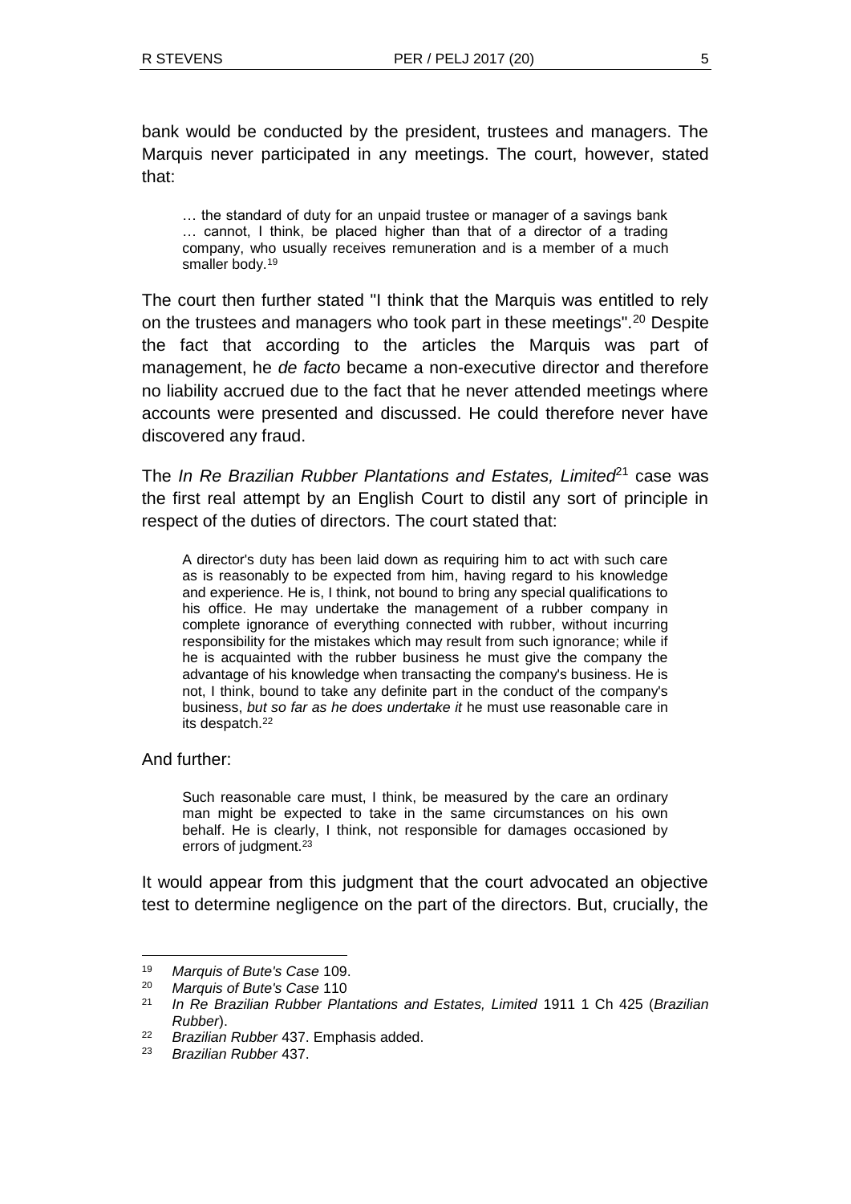bank would be conducted by the president, trustees and managers. The Marquis never participated in any meetings. The court, however, stated that:

> … the standard of duty for an unpaid trustee or manager of a savings bank … cannot, I think, be placed higher than that of a director of a trading company, who usually receives remuneration and is a member of a much smaller body.[19]

The court then further stated "I think that the Marquis was entitled to rely on the trustees and managers who took part in these meetings".[20] Despite the fact that according to the articles the Marquis was part of management, he *de facto* became a non-executive director and therefore no liability accrued due to the fact that he never attended meetings where accounts were presented and discussed. He could therefore never have discovered any fraud.

The *In Re Brazilian Rubber Plantations and Estates, Limited*[21] case was the first real attempt by an English Court to distil any sort of principle in respect of the duties of directors. The court stated that:

> A director's duty has been laid down as requiring him to act with such care as is reasonably to be expected from him, having regard to his knowledge and experience. He is, I think, not bound to bring any special qualifications to his office. He may undertake the management of a rubber company in complete ignorance of everything connected with rubber, without incurring responsibility for the mistakes which may result from such ignorance; while if he is acquainted with the rubber business he must give the company the advantage of his knowledge when transacting the company's business. He is not, I think, bound to take any definite part in the conduct of the company's business, *but so far as he does undertake it* he must use reasonable care in its despatch.[22]

And further:

> Such reasonable care must, I think, be measured by the care an ordinary man might be expected to take in the same circumstances on his own behalf. He is clearly, I think, not responsible for damages occasioned by errors of judgment.[23]

It would appear from this judgment that the court advocated an objective test to determine negligence on the part of the directors. But, crucially, the

---

[19] *Marquis of Bute's Case* 109.

[20] *Marquis of Bute's Case* 110

[21] *In Re Brazilian Rubber Plantations and Estates, Limited* 1911 1 Ch 425 (*Brazilian Rubber*).

[22] *Brazilian Rubber* 437. Emphasis added.

[23] *Brazilian Rubber* 437.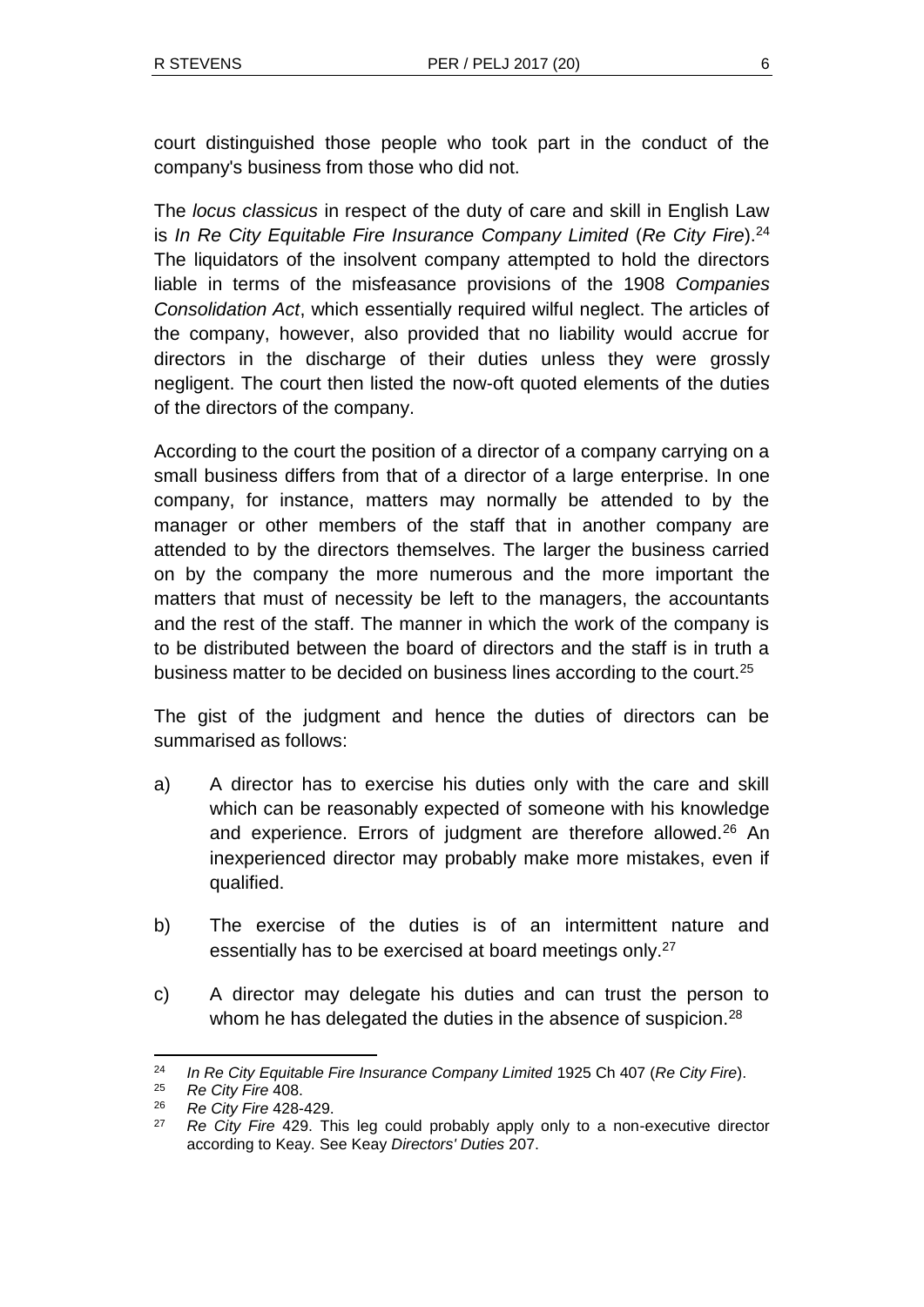court distinguished those people who took part in the conduct of the company's business from those who did not.

The *locus classicus* in respect of the duty of care and skill in English Law is *In Re City Equitable Fire Insurance Company Limited* (*Re City Fire*).[24] The liquidators of the insolvent company attempted to hold the directors liable in terms of the misfeasance provisions of the 1908 *Companies Consolidation Act*, which essentially required wilful neglect. The articles of the company, however, also provided that no liability would accrue for directors in the discharge of their duties unless they were grossly negligent. The court then listed the now-oft quoted elements of the duties of the directors of the company.

According to the court the position of a director of a company carrying on a small business differs from that of a director of a large enterprise. In one company, for instance, matters may normally be attended to by the manager or other members of the staff that in another company are attended to by the directors themselves. The larger the business carried on by the company the more numerous and the more important the matters that must of necessity be left to the managers, the accountants and the rest of the staff. The manner in which the work of the company is to be distributed between the board of directors and the staff is in truth a business matter to be decided on business lines according to the court.[25]

The gist of the judgment and hence the duties of directors can be summarised as follows:

a) A director has to exercise his duties only with the care and skill which can be reasonably expected of someone with his knowledge and experience. Errors of judgment are therefore allowed.[26] An inexperienced director may probably make more mistakes, even if qualified.

b) The exercise of the duties is of an intermittent nature and essentially has to be exercised at board meetings only.[27]

c) A director may delegate his duties and can trust the person to whom he has delegated the duties in the absence of suspicion.[28]

---

[24] *In Re City Equitable Fire Insurance Company Limited* 1925 Ch 407 (*Re City Fire*).

[25] *Re City Fire* 408.

[26] *Re City Fire* 428-429.

[27] *Re City Fire* 429. This leg could probably apply only to a non-executive director according to Keay. See Keay *Directors' Duties* 207.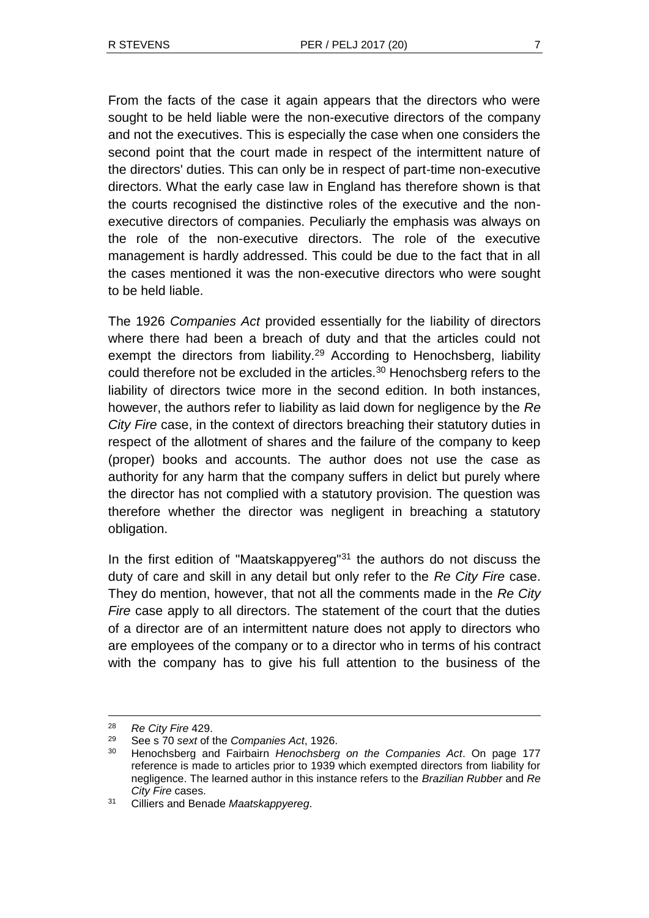From the facts of the case it again appears that the directors who were sought to be held liable were the non-executive directors of the company and not the executives. This is especially the case when one considers the second point that the court made in respect of the intermittent nature of the directors' duties. This can only be in respect of part-time non-executive directors. What the early case law in England has therefore shown is that the courts recognised the distinctive roles of the executive and the non-executive directors of companies. Peculiarly the emphasis was always on the role of the non-executive directors. The role of the executive management is hardly addressed. This could be due to the fact that in all the cases mentioned it was the non-executive directors who were sought to be held liable.

The 1926 *Companies Act* provided essentially for the liability of directors where there had been a breach of duty and that the articles could not exempt the directors from liability.[29] According to Henochsberg, liability could therefore not be excluded in the articles.[30] Henochsberg refers to the liability of directors twice more in the second edition. In both instances, however, the authors refer to liability as laid down for negligence by the *Re City Fire* case, in the context of directors breaching their statutory duties in respect of the allotment of shares and the failure of the company to keep (proper) books and accounts. The author does not use the case as authority for any harm that the company suffers in delict but purely where the director has not complied with a statutory provision. The question was therefore whether the director was negligent in breaching a statutory obligation.

In the first edition of "Maatskappyereg"[31] the authors do not discuss the duty of care and skill in any detail but only refer to the *Re City Fire* case. They do mention, however, that not all the comments made in the *Re City Fire* case apply to all directors. The statement of the court that the duties of a director are of an intermittent nature does not apply to directors who are employees of the company or to a director who in terms of his contract with the company has to give his full attention to the business of the

---

[28] *Re City Fire* 429.

[29] See s 70 *sext* of the *Companies Act*, 1926.

[30] Henochsberg and Fairbairn *Henochsberg on the Companies Act*. On page 177 reference is made to articles prior to 1939 which exempted directors from liability for negligence. The learned author in this instance refers to the *Brazilian Rubber* and *Re City Fire* cases.

[31] Cilliers and Benade *Maatskappyereg*.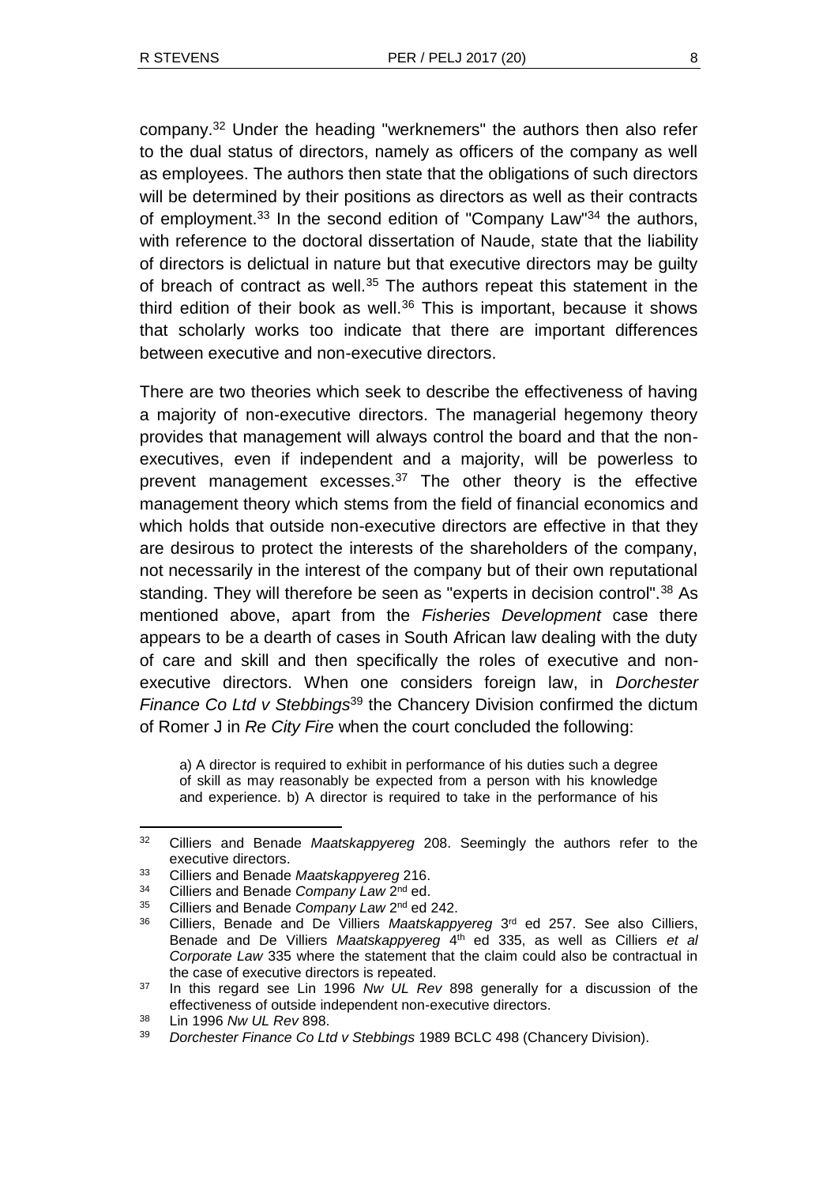company.[32] Under the heading "werknemers" the authors then also refer to the dual status of directors, namely as officers of the company as well as employees. The authors then state that the obligations of such directors will be determined by their positions as directors as well as their contracts of employment.[33] In the second edition of "Company Law"[34] the authors, with reference to the doctoral dissertation of Naude, state that the liability of directors is delictual in nature but that executive directors may be guilty of breach of contract as well.[35] The authors repeat this statement in the third edition of their book as well.[36] This is important, because it shows that scholarly works too indicate that there are important differences between executive and non-executive directors.

There are two theories which seek to describe the effectiveness of having a majority of non-executive directors. The managerial hegemony theory provides that management will always control the board and that the non-executives, even if independent and a majority, will be powerless to prevent management excesses.[37] The other theory is the effective management theory which stems from the field of financial economics and which holds that outside non-executive directors are effective in that they are desirous to protect the interests of the shareholders of the company, not necessarily in the interest of the company but of their own reputational standing. They will therefore be seen as "experts in decision control".[38] As mentioned above, apart from the *Fisheries Development* case there appears to be a dearth of cases in South African law dealing with the duty of care and skill and then specifically the roles of executive and non-executive directors. When one considers foreign law, in *Dorchester Finance Co Ltd v Stebbings*[39] the Chancery Division confirmed the dictum of Romer J in *Re City Fire* when the court concluded the following:

> a) A director is required to exhibit in performance of his duties such a degree of skill as may reasonably be expected from a person with his knowledge and experience. b) A director is required to take in the performance of his

---

[32] Cilliers and Benade *Maatskappyereg* 208. Seemingly the authors refer to the executive directors.

[33] Cilliers and Benade *Maatskappyereg* 216.

[34] Cilliers and Benade *Company Law* 2nd ed.

[35] Cilliers and Benade *Company Law* 2nd ed 242.

[36] Cilliers, Benade and De Villiers *Maatskappyereg* 3rd ed 257. See also Cilliers, Benade and De Villiers *Maatskappyereg* 4th ed 335, as well as Cilliers *et al Corporate Law* 335 where the statement that the claim could also be contractual in the case of executive directors is repeated.

[37] In this regard see Lin 1996 *Nw UL Rev* 898 generally for a discussion of the effectiveness of outside independent non-executive directors.

[38] Lin 1996 *Nw UL Rev* 898.

[39] *Dorchester Finance Co Ltd v Stebbings* 1989 BCLC 498 (Chancery Division).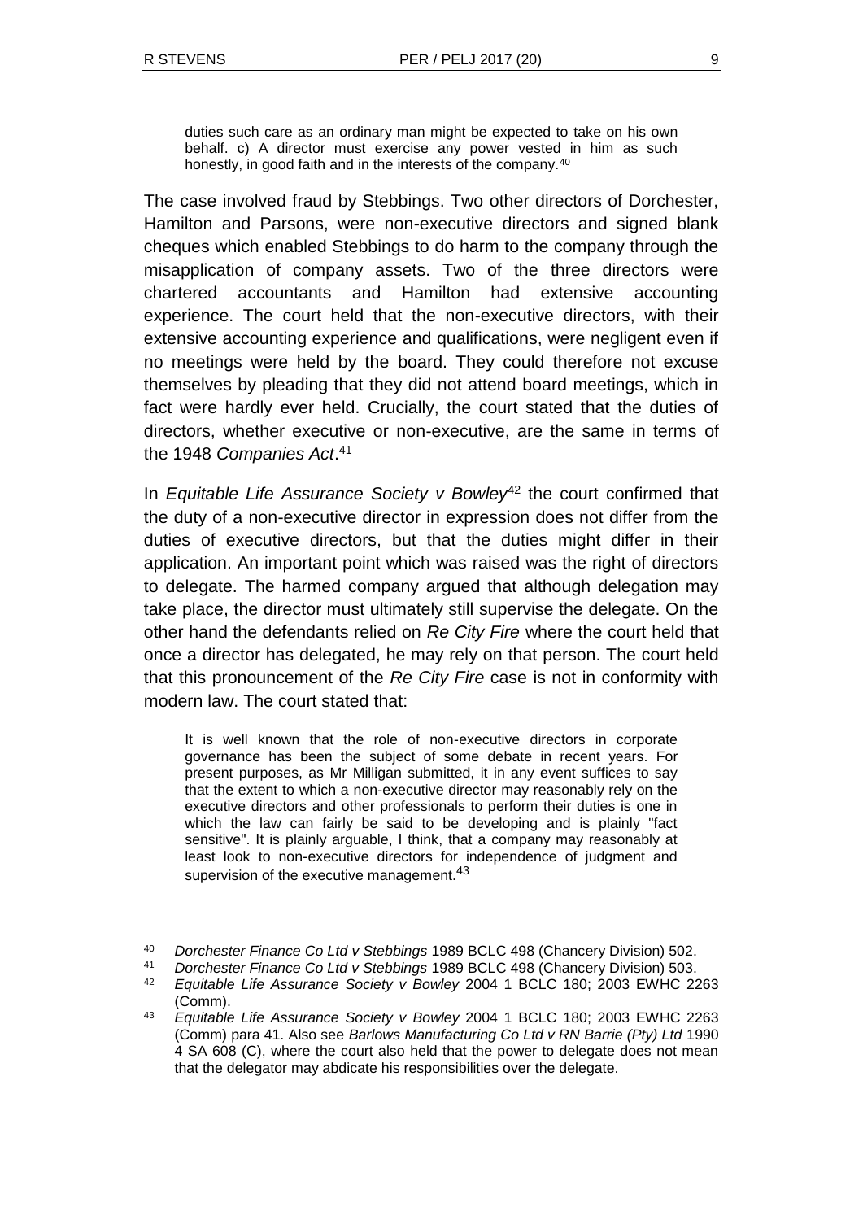> duties such care as an ordinary man might be expected to take on his own behalf. c) A director must exercise any power vested in him as such honestly, in good faith and in the interests of the company.[40]

The case involved fraud by Stebbings. Two other directors of Dorchester, Hamilton and Parsons, were non-executive directors and signed blank cheques which enabled Stebbings to do harm to the company through the misapplication of company assets. Two of the three directors were chartered accountants and Hamilton had extensive accounting experience. The court held that the non-executive directors, with their extensive accounting experience and qualifications, were negligent even if no meetings were held by the board. They could therefore not excuse themselves by pleading that they did not attend board meetings, which in fact were hardly ever held. Crucially, the court stated that the duties of directors, whether executive or non-executive, are the same in terms of the 1948 *Companies Act*.[41]

In *Equitable Life Assurance Society v Bowley*[42] the court confirmed that the duty of a non-executive director in expression does not differ from the duties of executive directors, but that the duties might differ in their application. An important point which was raised was the right of directors to delegate. The harmed company argued that although delegation may take place, the director must ultimately still supervise the delegate. On the other hand the defendants relied on *Re City Fire* where the court held that once a director has delegated, he may rely on that person. The court held that this pronouncement of the *Re City Fire* case is not in conformity with modern law. The court stated that:

> It is well known that the role of non-executive directors in corporate governance has been the subject of some debate in recent years. For present purposes, as Mr Milligan submitted, it in any event suffices to say that the extent to which a non-executive director may reasonably rely on the executive directors and other professionals to perform their duties is one in which the law can fairly be said to be developing and is plainly "fact sensitive". It is plainly arguable, I think, that a company may reasonably at least look to non-executive directors for independence of judgment and supervision of the executive management.[43]

---

[40] *Dorchester Finance Co Ltd v Stebbings* 1989 BCLC 498 (Chancery Division) 502.

[41] *Dorchester Finance Co Ltd v Stebbings* 1989 BCLC 498 (Chancery Division) 503.

[42] *Equitable Life Assurance Society v Bowley* 2004 1 BCLC 180; 2003 EWHC 2263 (Comm).

[43] *Equitable Life Assurance Society v Bowley* 2004 1 BCLC 180; 2003 EWHC 2263 (Comm) para 41. Also see *Barlows Manufacturing Co Ltd v RN Barrie (Pty) Ltd* 1990 4 SA 608 (C), where the court also held that the power to delegate does not mean that the delegator may abdicate his responsibilities over the delegate.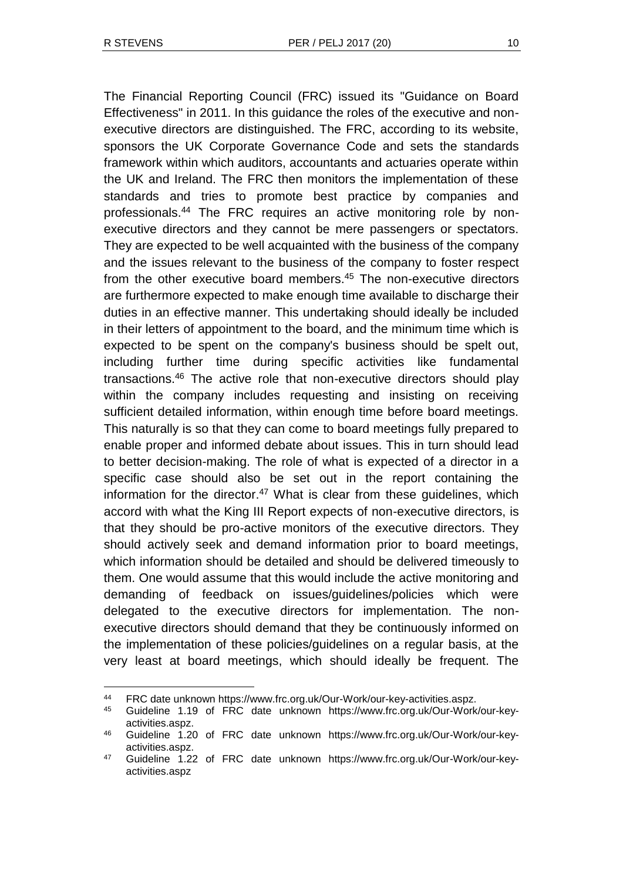The Financial Reporting Council (FRC) issued its "Guidance on Board Effectiveness" in 2011. In this guidance the roles of the executive and non-executive directors are distinguished. The FRC, according to its website, sponsors the UK Corporate Governance Code and sets the standards framework within which auditors, accountants and actuaries operate within the UK and Ireland. The FRC then monitors the implementation of these standards and tries to promote best practice by companies and professionals.[44] The FRC requires an active monitoring role by non-executive directors and they cannot be mere passengers or spectators. They are expected to be well acquainted with the business of the company and the issues relevant to the business of the company to foster respect from the other executive board members.[45] The non-executive directors are furthermore expected to make enough time available to discharge their duties in an effective manner. This undertaking should ideally be included in their letters of appointment to the board, and the minimum time which is expected to be spent on the company's business should be spelt out, including further time during specific activities like fundamental transactions.[46] The active role that non-executive directors should play within the company includes requesting and insisting on receiving sufficient detailed information, within enough time before board meetings. This naturally is so that they can come to board meetings fully prepared to enable proper and informed debate about issues. This in turn should lead to better decision-making. The role of what is expected of a director in a specific case should also be set out in the report containing the information for the director.[47] What is clear from these guidelines, which accord with what the King III Report expects of non-executive directors, is that they should be pro-active monitors of the executive directors. They should actively seek and demand information prior to board meetings, which information should be detailed and should be delivered timeously to them. One would assume that this would include the active monitoring and demanding of feedback on issues/guidelines/policies which were delegated to the executive directors for implementation. The non-executive directors should demand that they be continuously informed on the implementation of these policies/guidelines on a regular basis, at the very least at board meetings, which should ideally be frequent. The

---

[44] FRC date unknown https://www.frc.org.uk/Our-Work/our-key-activities.aspz.

[45] Guideline 1.19 of FRC date unknown https://www.frc.org.uk/Our-Work/our-key-activities.aspz.

[46] Guideline 1.20 of FRC date unknown https://www.frc.org.uk/Our-Work/our-key-activities.aspz.

[47] Guideline 1.22 of FRC date unknown https://www.frc.org.uk/Our-Work/our-key-activities.aspz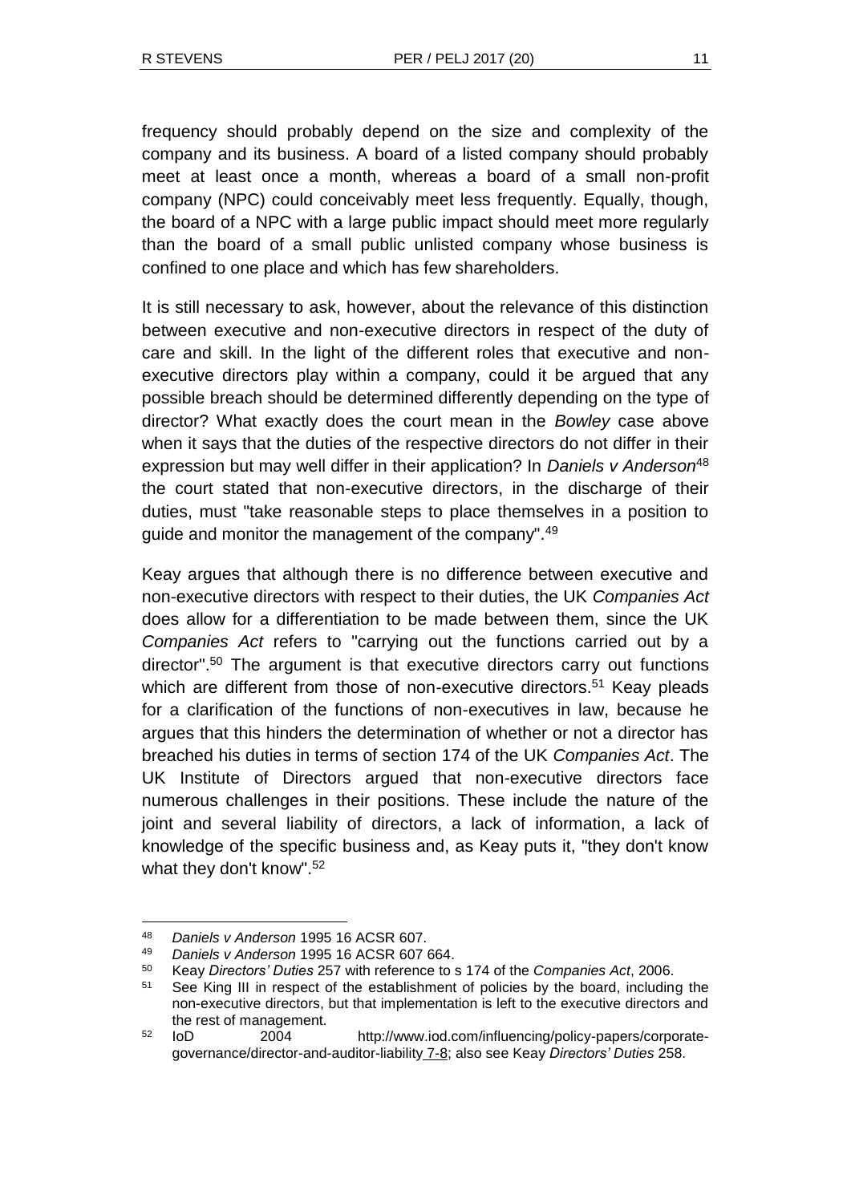frequency should probably depend on the size and complexity of the company and its business. A board of a listed company should probably meet at least once a month, whereas a board of a small non-profit company (NPC) could conceivably meet less frequently. Equally, though, the board of a NPC with a large public impact should meet more regularly than the board of a small public unlisted company whose business is confined to one place and which has few shareholders.

It is still necessary to ask, however, about the relevance of this distinction between executive and non-executive directors in respect of the duty of care and skill. In the light of the different roles that executive and non-executive directors play within a company, could it be argued that any possible breach should be determined differently depending on the type of director? What exactly does the court mean in the *Bowley* case above when it says that the duties of the respective directors do not differ in their expression but may well differ in their application? In *Daniels v Anderson*[48] the court stated that non-executive directors, in the discharge of their duties, must "take reasonable steps to place themselves in a position to guide and monitor the management of the company".[49]

Keay argues that although there is no difference between executive and non-executive directors with respect to their duties, the UK *Companies Act* does allow for a differentiation to be made between them, since the UK *Companies Act* refers to "carrying out the functions carried out by a director".[50] The argument is that executive directors carry out functions which are different from those of non-executive directors.[51] Keay pleads for a clarification of the functions of non-executives in law, because he argues that this hinders the determination of whether or not a director has breached his duties in terms of section 174 of the UK *Companies Act*. The UK Institute of Directors argued that non-executive directors face numerous challenges in their positions. These include the nature of the joint and several liability of directors, a lack of information, a lack of knowledge of the specific business and, as Keay puts it, "they don't know what they don't know".[52]

---

[48] *Daniels v Anderson* 1995 16 ACSR 607.

[49] *Daniels v Anderson* 1995 16 ACSR 607 664.

[50] Keay *Directors' Duties* 257 with reference to s 174 of the *Companies Act*, 2006.

[51] See King III in respect of the establishment of policies by the board, including the non-executive directors, but that implementation is left to the executive directors and the rest of management.

[52] IoD 2004 http://www.iod.com/influencing/policy-papers/corporate-governance/director-and-auditor-liability 7-8; also see Keay *Directors' Duties* 258.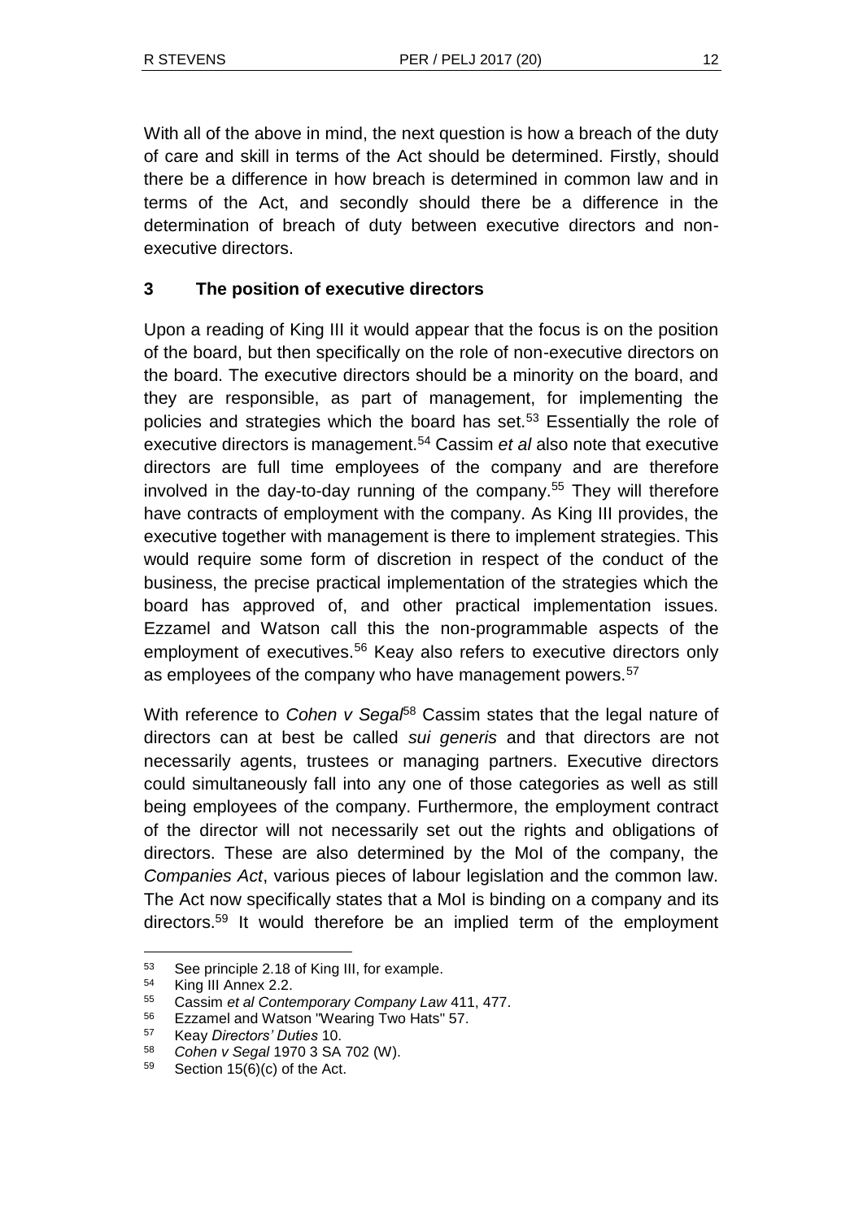With all of the above in mind, the next question is how a breach of the duty of care and skill in terms of the Act should be determined. Firstly, should there be a difference in how breach is determined in common law and in terms of the Act, and secondly should there be a difference in the determination of breach of duty between executive directors and non-executive directors.

## 3 The position of executive directors

Upon a reading of King III it would appear that the focus is on the position of the board, but then specifically on the role of non-executive directors on the board. The executive directors should be a minority on the board, and they are responsible, as part of management, for implementing the policies and strategies which the board has set.[53] Essentially the role of executive directors is management.[54] Cassim *et al* also note that executive directors are full time employees of the company and are therefore involved in the day-to-day running of the company.[55] They will therefore have contracts of employment with the company. As King III provides, the executive together with management is there to implement strategies. This would require some form of discretion in respect of the conduct of the business, the precise practical implementation of the strategies which the board has approved of, and other practical implementation issues. Ezzamel and Watson call this the non-programmable aspects of the employment of executives.[56] Keay also refers to executive directors only as employees of the company who have management powers.[57]

With reference to *Cohen v Segal*[58] Cassim states that the legal nature of directors can at best be called *sui generis* and that directors are not necessarily agents, trustees or managing partners. Executive directors could simultaneously fall into any one of those categories as well as still being employees of the company. Furthermore, the employment contract of the director will not necessarily set out the rights and obligations of directors. These are also determined by the MoI of the company, the *Companies Act*, various pieces of labour legislation and the common law. The Act now specifically states that a MoI is binding on a company and its directors.[59] It would therefore be an implied term of the employment

---

[53] See principle 2.18 of King III, for example.

[54] King III Annex 2.2.

[55] Cassim *et al Contemporary Company Law* 411, 477.

[56] Ezzamel and Watson "Wearing Two Hats" 57.

[57] Keay *Directors' Duties* 10.

[58] *Cohen v Segal* 1970 3 SA 702 (W).

[59] Section 15(6)(c) of the Act.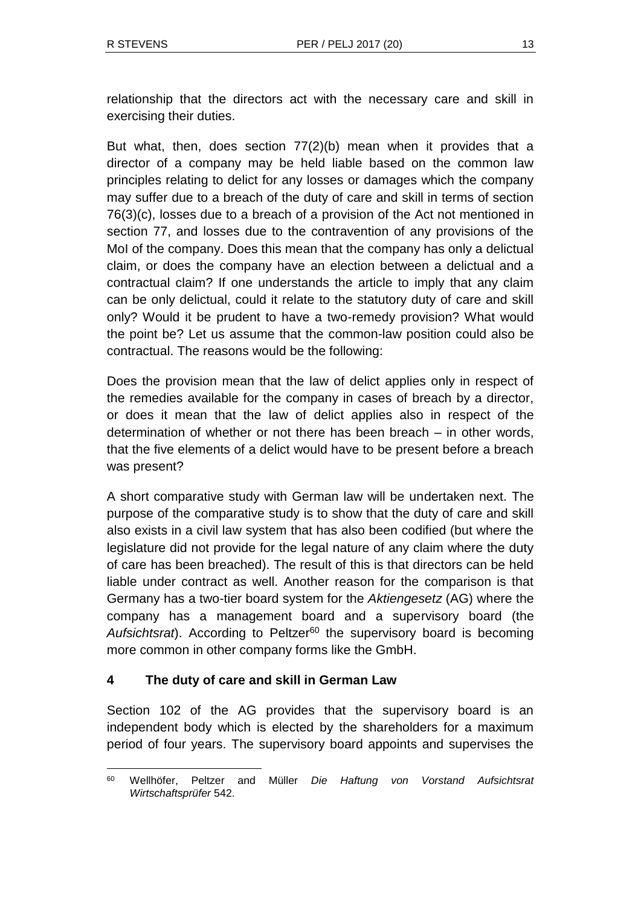relationship that the directors act with the necessary care and skill in exercising their duties.

But what, then, does section 77(2)(b) mean when it provides that a director of a company may be held liable based on the common law principles relating to delict for any losses or damages which the company may suffer due to a breach of the duty of care and skill in terms of section 76(3)(c), losses due to a breach of a provision of the Act not mentioned in section 77, and losses due to the contravention of any provisions of the MoI of the company. Does this mean that the company has only a delictual claim, or does the company have an election between a delictual and a contractual claim? If one understands the article to imply that any claim can be only delictual, could it relate to the statutory duty of care and skill only? Would it be prudent to have a two-remedy provision? What would the point be? Let us assume that the common-law position could also be contractual. The reasons would be the following:

Does the provision mean that the law of delict applies only in respect of the remedies available for the company in cases of breach by a director, or does it mean that the law of delict applies also in respect of the determination of whether or not there has been breach – in other words, that the five elements of a delict would have to be present before a breach was present?

A short comparative study with German law will be undertaken next. The purpose of the comparative study is to show that the duty of care and skill also exists in a civil law system that has also been codified (but where the legislature did not provide for the legal nature of any claim where the duty of care has been breached). The result of this is that directors can be held liable under contract as well. Another reason for the comparison is that Germany has a two-tier board system for the *Aktiengesetz* (AG) where the company has a management board and a supervisory board (the *Aufsichtsrat*). According to Peltzer[60] the supervisory board is becoming more common in other company forms like the GmbH.

## 4 The duty of care and skill in German Law

Section 102 of the AG provides that the supervisory board is an independent body which is elected by the shareholders for a maximum period of four years. The supervisory board appoints and supervises the

---

[60] Wellhöfer, Peltzer and Müller *Die Haftung von Vorstand Aufsichtsrat Wirtschaftsprüfer* 542.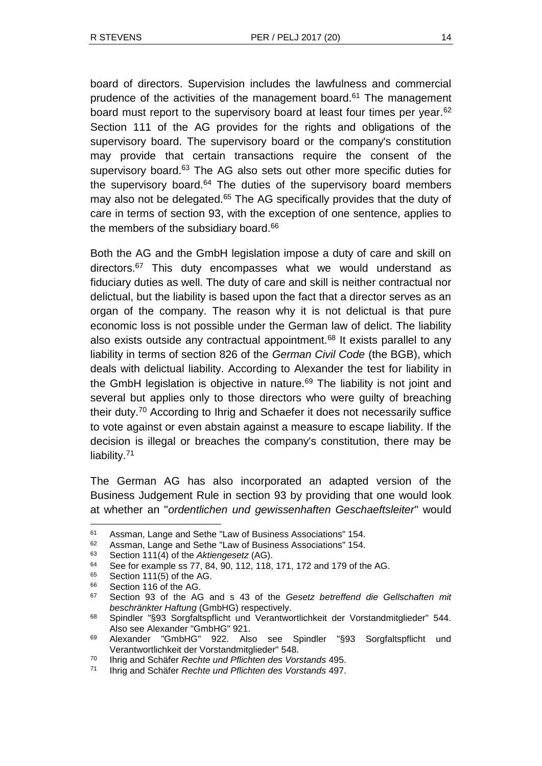board of directors. Supervision includes the lawfulness and commercial prudence of the activities of the management board.[61] The management board must report to the supervisory board at least four times per year.[62] Section 111 of the AG provides for the rights and obligations of the supervisory board. The supervisory board or the company's constitution may provide that certain transactions require the consent of the supervisory board.[63] The AG also sets out other more specific duties for the supervisory board.[64] The duties of the supervisory board members may also not be delegated.[65] The AG specifically provides that the duty of care in terms of section 93, with the exception of one sentence, applies to the members of the subsidiary board.[66]

Both the AG and the GmbH legislation impose a duty of care and skill on directors.[67] This duty encompasses what we would understand as fiduciary duties as well. The duty of care and skill is neither contractual nor delictual, but the liability is based upon the fact that a director serves as an organ of the company. The reason why it is not delictual is that pure economic loss is not possible under the German law of delict. The liability also exists outside any contractual appointment.[68] It exists parallel to any liability in terms of section 826 of the *German Civil Code* (the BGB), which deals with delictual liability. According to Alexander the test for liability in the GmbH legislation is objective in nature.[69] The liability is not joint and several but applies only to those directors who were guilty of breaching their duty.[70] According to Ihrig and Schaefer it does not necessarily suffice to vote against or even abstain against a measure to escape liability. If the decision is illegal or breaches the company's constitution, there may be liability.[71]

The German AG has also incorporated an adapted version of the Business Judgement Rule in section 93 by providing that one would look at whether an "*ordentlichen und gewissenhaften Geschaeftsleiter*" would

---

[61] Assman, Lange and Sethe "Law of Business Associations" 154.

[62] Assman, Lange and Sethe "Law of Business Associations" 154.

[63] Section 111(4) of the *Aktiengesetz* (AG).

[64] See for example ss 77, 84, 90, 112, 118, 171, 172 and 179 of the AG.

[65] Section 111(5) of the AG.

[66] Section 116 of the AG.

[67] Section 93 of the AG and s 43 of the *Gesetz betreffend die Gellschaften mit beschränkter Haftung* (GmbHG) respectively.

[68] Spindler "§93 Sorgfaltspflicht und Verantwortlichkeit der Vorstandmitglieder" 544. Also see Alexander "GmbHG" 921.

[69] Alexander "GmbHG" 922. Also see Spindler "§93 Sorgfaltspflicht und Verantwortlichkeit der Vorstandmitglieder" 548.

[70] Ihrig and Schäfer *Rechte und Pflichten des Vorstands* 495.

[71] Ihrig and Schäfer *Rechte und Pflichten des Vorstands* 497.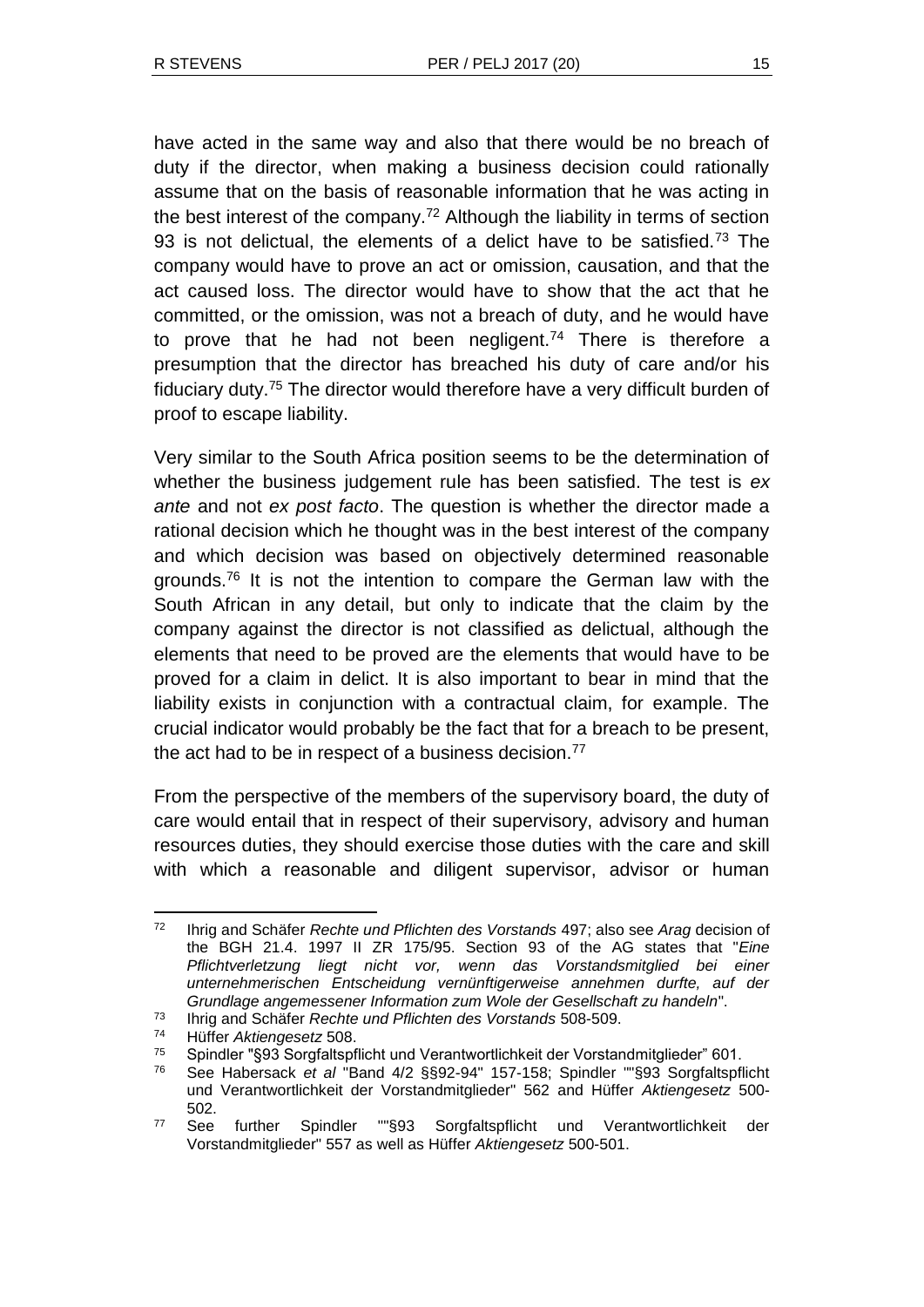have acted in the same way and also that there would be no breach of duty if the director, when making a business decision could rationally assume that on the basis of reasonable information that he was acting in the best interest of the company.[72] Although the liability in terms of section 93 is not delictual, the elements of a delict have to be satisfied.[73] The company would have to prove an act or omission, causation, and that the act caused loss. The director would have to show that the act that he committed, or the omission, was not a breach of duty, and he would have to prove that he had not been negligent.[74] There is therefore a presumption that the director has breached his duty of care and/or his fiduciary duty.[75] The director would therefore have a very difficult burden of proof to escape liability.

Very similar to the South Africa position seems to be the determination of whether the business judgement rule has been satisfied. The test is *ex ante* and not *ex post facto*. The question is whether the director made a rational decision which he thought was in the best interest of the company and which decision was based on objectively determined reasonable grounds.[76] It is not the intention to compare the German law with the South African in any detail, but only to indicate that the claim by the company against the director is not classified as delictual, although the elements that need to be proved are the elements that would have to be proved for a claim in delict. It is also important to bear in mind that the liability exists in conjunction with a contractual claim, for example. The crucial indicator would probably be the fact that for a breach to be present, the act had to be in respect of a business decision.[77]

From the perspective of the members of the supervisory board, the duty of care would entail that in respect of their supervisory, advisory and human resources duties, they should exercise those duties with the care and skill with which a reasonable and diligent supervisor, advisor or human

---

[72] Ihrig and Schäfer *Rechte und Pflichten des Vorstands* 497; also see *Arag* decision of the BGH 21.4. 1997 II ZR 175/95. Section 93 of the AG states that "*Eine Pflichtverletzung liegt nicht vor, wenn das Vorstandsmitglied bei einer unternehmerischen Entscheidung vernünftigerweise annehmen durfte, auf der Grundlage angemessener Information zum Wole der Gesellschaft zu handeln*".

[73] Ihrig and Schäfer *Rechte und Pflichten des Vorstands* 508-509.

[74] Hüffer *Aktiengesetz* 508.

[75] Spindler "§93 Sorgfaltspflicht und Verantwortlichkeit der Vorstandmitglieder" 601.

[76] See Habersack *et al* "Band 4/2 §§92-94" 157-158; Spindler ""§93 Sorgfaltspflicht und Verantwortlichkeit der Vorstandmitglieder" 562 and Hüffer *Aktiengesetz* 500-502.

[77] See further Spindler ""§93 Sorgfaltspflicht und Verantwortlichkeit der Vorstandmitglieder" 557 as well as Hüffer *Aktiengesetz* 500-501.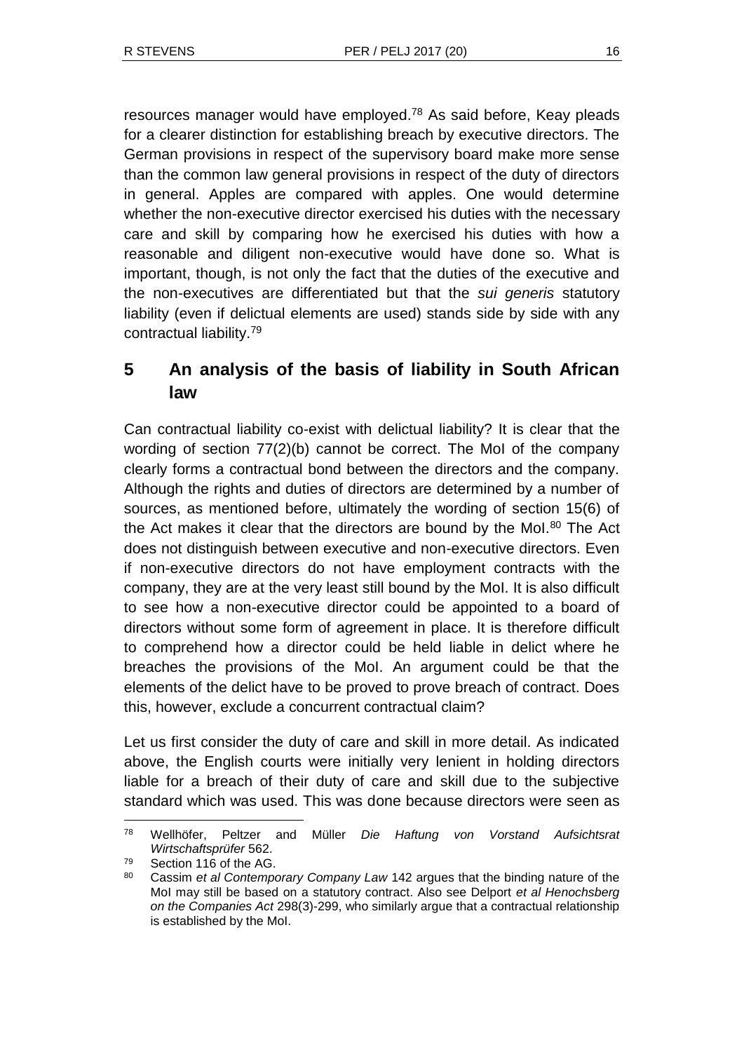resources manager would have employed.[78] As said before, Keay pleads for a clearer distinction for establishing breach by executive directors. The German provisions in respect of the supervisory board make more sense than the common law general provisions in respect of the duty of directors in general. Apples are compared with apples. One would determine whether the non-executive director exercised his duties with the necessary care and skill by comparing how he exercised his duties with how a reasonable and diligent non-executive would have done so. What is important, though, is not only the fact that the duties of the executive and the non-executives are differentiated but that the *sui generis* statutory liability (even if delictual elements are used) stands side by side with any contractual liability.[79]

## 5 An analysis of the basis of liability in South African law

Can contractual liability co-exist with delictual liability? It is clear that the wording of section 77(2)(b) cannot be correct. The MoI of the company clearly forms a contractual bond between the directors and the company. Although the rights and duties of directors are determined by a number of sources, as mentioned before, ultimately the wording of section 15(6) of the Act makes it clear that the directors are bound by the MoI.[80] The Act does not distinguish between executive and non-executive directors. Even if non-executive directors do not have employment contracts with the company, they are at the very least still bound by the MoI. It is also difficult to see how a non-executive director could be appointed to a board of directors without some form of agreement in place. It is therefore difficult to comprehend how a director could be held liable in delict where he breaches the provisions of the MoI. An argument could be that the elements of the delict have to be proved to prove breach of contract. Does this, however, exclude a concurrent contractual claim?

Let us first consider the duty of care and skill in more detail. As indicated above, the English courts were initially very lenient in holding directors liable for a breach of their duty of care and skill due to the subjective standard which was used. This was done because directors were seen as

---

[78] Wellhöfer, Peltzer and Müller *Die Haftung von Vorstand Aufsichtsrat Wirtschaftsprüfer* 562.

[79] Section 116 of the AG.

[80] Cassim *et al Contemporary Company Law* 142 argues that the binding nature of the MoI may still be based on a statutory contract. Also see Delport *et al Henochsberg on the Companies Act* 298(3)-299, who similarly argue that a contractual relationship is established by the MoI.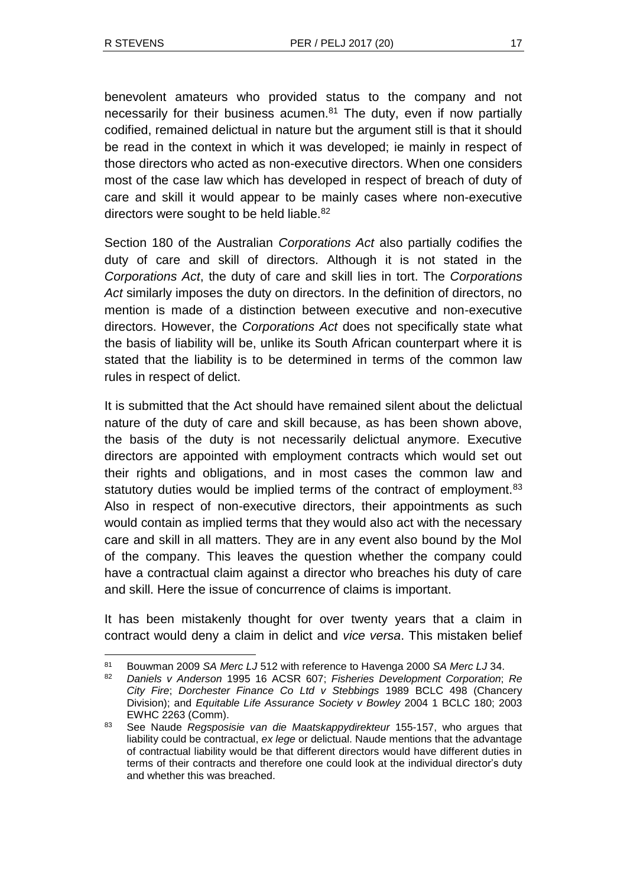benevolent amateurs who provided status to the company and not necessarily for their business acumen.[81] The duty, even if now partially codified, remained delictual in nature but the argument still is that it should be read in the context in which it was developed; ie mainly in respect of those directors who acted as non-executive directors. When one considers most of the case law which has developed in respect of breach of duty of care and skill it would appear to be mainly cases where non-executive directors were sought to be held liable.[82]

Section 180 of the Australian *Corporations Act* also partially codifies the duty of care and skill of directors. Although it is not stated in the *Corporations Act*, the duty of care and skill lies in tort. The *Corporations Act* similarly imposes the duty on directors. In the definition of directors, no mention is made of a distinction between executive and non-executive directors. However, the *Corporations Act* does not specifically state what the basis of liability will be, unlike its South African counterpart where it is stated that the liability is to be determined in terms of the common law rules in respect of delict.

It is submitted that the Act should have remained silent about the delictual nature of the duty of care and skill because, as has been shown above, the basis of the duty is not necessarily delictual anymore. Executive directors are appointed with employment contracts which would set out their rights and obligations, and in most cases the common law and statutory duties would be implied terms of the contract of employment.[83] Also in respect of non-executive directors, their appointments as such would contain as implied terms that they would also act with the necessary care and skill in all matters. They are in any event also bound by the MoI of the company. This leaves the question whether the company could have a contractual claim against a director who breaches his duty of care and skill. Here the issue of concurrence of claims is important.

It has been mistakenly thought for over twenty years that a claim in contract would deny a claim in delict and *vice versa*. This mistaken belief

---

[81] Bouwman 2009 *SA Merc LJ* 512 with reference to Havenga 2000 *SA Merc LJ* 34.

[82] *Daniels v Anderson* 1995 16 ACSR 607; *Fisheries Development Corporation*; *Re City Fire*; *Dorchester Finance Co Ltd v Stebbings* 1989 BCLC 498 (Chancery Division); and *Equitable Life Assurance Society v Bowley* 2004 1 BCLC 180; 2003 EWHC 2263 (Comm).

[83] See Naude *Regsposisie van die Maatskappydirekteur* 155-157, who argues that liability could be contractual, *ex lege* or delictual. Naude mentions that the advantage of contractual liability would be that different directors would have different duties in terms of their contracts and therefore one could look at the individual director's duty and whether this was breached.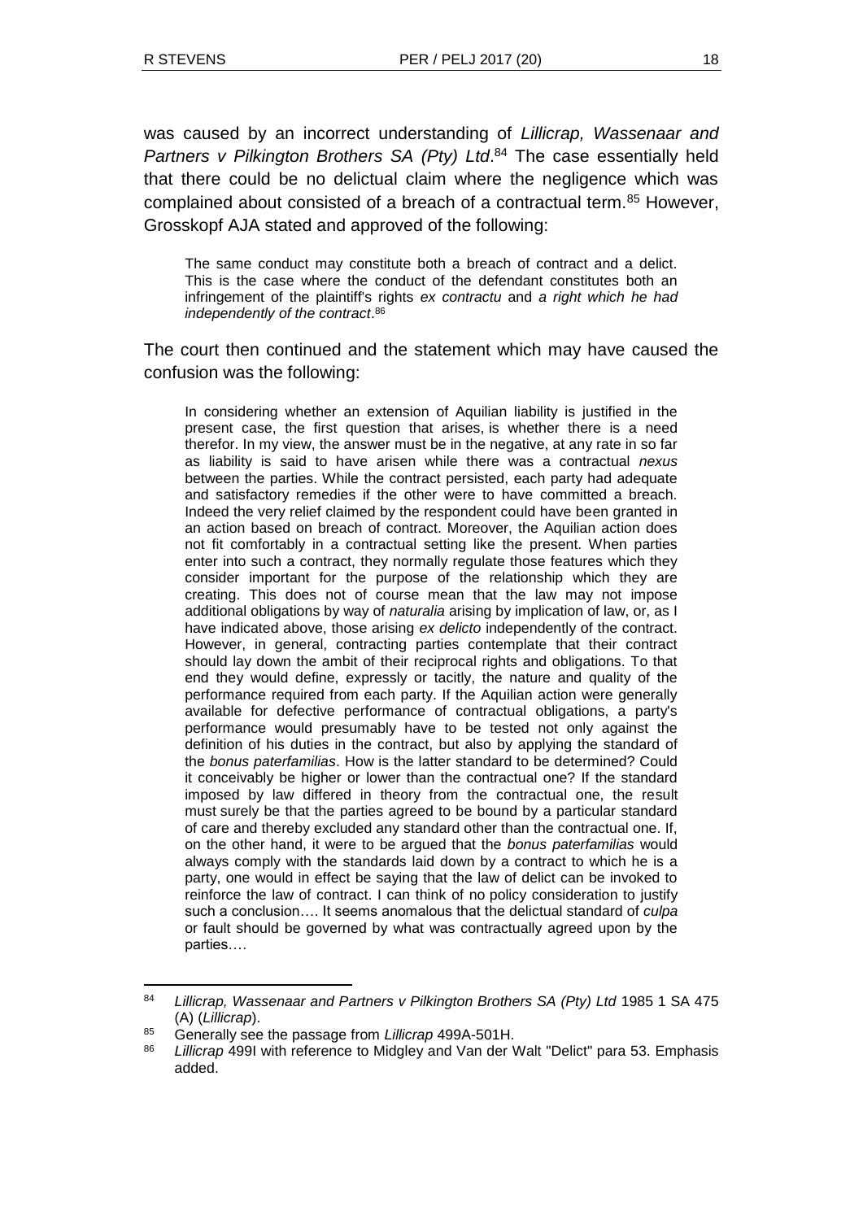was caused by an incorrect understanding of *Lillicrap, Wassenaar and Partners v Pilkington Brothers SA (Pty) Ltd*.[84] The case essentially held that there could be no delictual claim where the negligence which was complained about consisted of a breach of a contractual term.[85] However, Grosskopf AJA stated and approved of the following:

> The same conduct may constitute both a breach of contract and a delict. This is the case where the conduct of the defendant constitutes both an infringement of the plaintiff's rights *ex contractu* and *a right which he had independently of the contract*.[86]

The court then continued and the statement which may have caused the confusion was the following:

> In considering whether an extension of Aquilian liability is justified in the present case, the first question that arises, is whether there is a need therefor. In my view, the answer must be in the negative, at any rate in so far as liability is said to have arisen while there was a contractual *nexus* between the parties. While the contract persisted, each party had adequate and satisfactory remedies if the other were to have committed a breach. Indeed the very relief claimed by the respondent could have been granted in an action based on breach of contract. Moreover, the Aquilian action does not fit comfortably in a contractual setting like the present. When parties enter into such a contract, they normally regulate those features which they consider important for the purpose of the relationship which they are creating. This does not of course mean that the law may not impose additional obligations by way of *naturalia* arising by implication of law, or, as I have indicated above, those arising *ex delicto* independently of the contract. However, in general, contracting parties contemplate that their contract should lay down the ambit of their reciprocal rights and obligations. To that end they would define, expressly or tacitly, the nature and quality of the performance required from each party. If the Aquilian action were generally available for defective performance of contractual obligations, a party's performance would presumably have to be tested not only against the definition of his duties in the contract, but also by applying the standard of the *bonus paterfamilias*. How is the latter standard to be determined? Could it conceivably be higher or lower than the contractual one? If the standard imposed by law differed in theory from the contractual one, the result must surely be that the parties agreed to be bound by a particular standard of care and thereby excluded any standard other than the contractual one. If, on the other hand, it were to be argued that the *bonus paterfamilias* would always comply with the standards laid down by a contract to which he is a party, one would in effect be saying that the law of delict can be invoked to reinforce the law of contract. I can think of no policy consideration to justify such a conclusion…. It seems anomalous that the delictual standard of *culpa* or fault should be governed by what was contractually agreed upon by the parties….

---

[84] *Lillicrap, Wassenaar and Partners v Pilkington Brothers SA (Pty) Ltd* 1985 1 SA 475 (A) (*Lillicrap*).

[85] Generally see the passage from *Lillicrap* 499A-501H.

[86] *Lillicrap* 499I with reference to Midgley and Van der Walt "Delict" para 53. Emphasis added.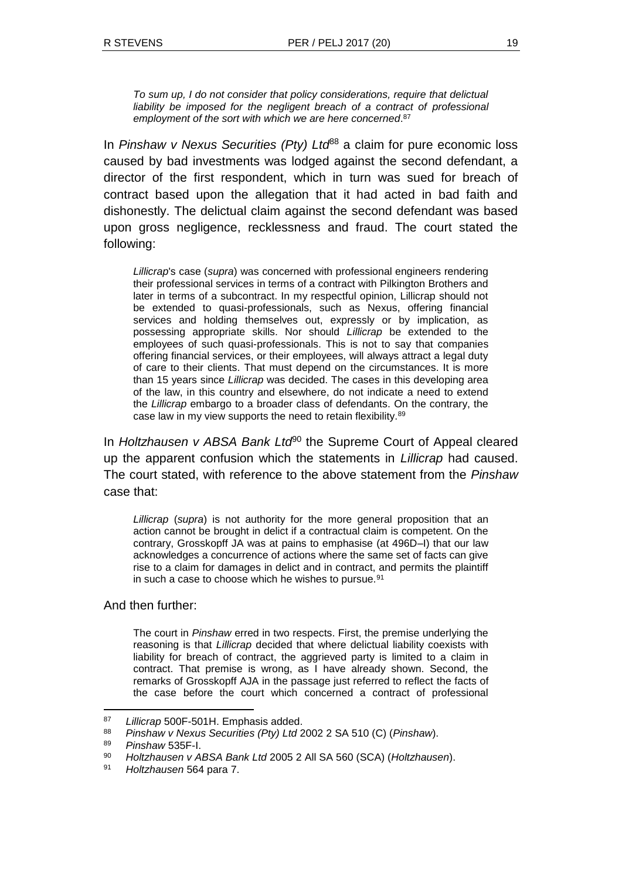> *To sum up, I do not consider that policy considerations, require that delictual liability be imposed for the negligent breach of a contract of professional employment of the sort with which we are here concerned*.[87]

In *Pinshaw v Nexus Securities (Pty) Ltd*[88] a claim for pure economic loss caused by bad investments was lodged against the second defendant, a director of the first respondent, which in turn was sued for breach of contract based upon the allegation that it had acted in bad faith and dishonestly. The delictual claim against the second defendant was based upon gross negligence, recklessness and fraud. The court stated the following:

> *Lillicrap*'s case (*supra*) was concerned with professional engineers rendering their professional services in terms of a contract with Pilkington Brothers and later in terms of a subcontract. In my respectful opinion, Lillicrap should not be extended to quasi-professionals, such as Nexus, offering financial services and holding themselves out, expressly or by implication, as possessing appropriate skills. Nor should *Lillicrap* be extended to the employees of such quasi-professionals. This is not to say that companies offering financial services, or their employees, will always attract a legal duty of care to their clients. That must depend on the circumstances. It is more than 15 years since *Lillicrap* was decided. The cases in this developing area of the law, in this country and elsewhere, do not indicate a need to extend the *Lillicrap* embargo to a broader class of defendants. On the contrary, the case law in my view supports the need to retain flexibility.[89]

In *Holtzhausen v ABSA Bank Ltd*[90] the Supreme Court of Appeal cleared up the apparent confusion which the statements in *Lillicrap* had caused. The court stated, with reference to the above statement from the *Pinshaw* case that:

> *Lillicrap* (*supra*) is not authority for the more general proposition that an action cannot be brought in delict if a contractual claim is competent. On the contrary, Grosskopff JA was at pains to emphasise (at 496D–I) that our law acknowledges a concurrence of actions where the same set of facts can give rise to a claim for damages in delict and in contract, and permits the plaintiff in such a case to choose which he wishes to pursue.[91]

And then further:

> The court in *Pinshaw* erred in two respects. First, the premise underlying the reasoning is that *Lillicrap* decided that where delictual liability coexists with liability for breach of contract, the aggrieved party is limited to a claim in contract. That premise is wrong, as I have already shown. Second, the remarks of Grosskopff AJA in the passage just referred to reflect the facts of the case before the court which concerned a contract of professional

---

[87] *Lillicrap* 500F-501H. Emphasis added.

[88] *Pinshaw v Nexus Securities (Pty) Ltd* 2002 2 SA 510 (C) (*Pinshaw*).

[89] *Pinshaw* 535F-I.

[90] *Holtzhausen v ABSA Bank Ltd* 2005 2 All SA 560 (SCA) (*Holtzhausen*).

[91] *Holtzhausen* 564 para 7.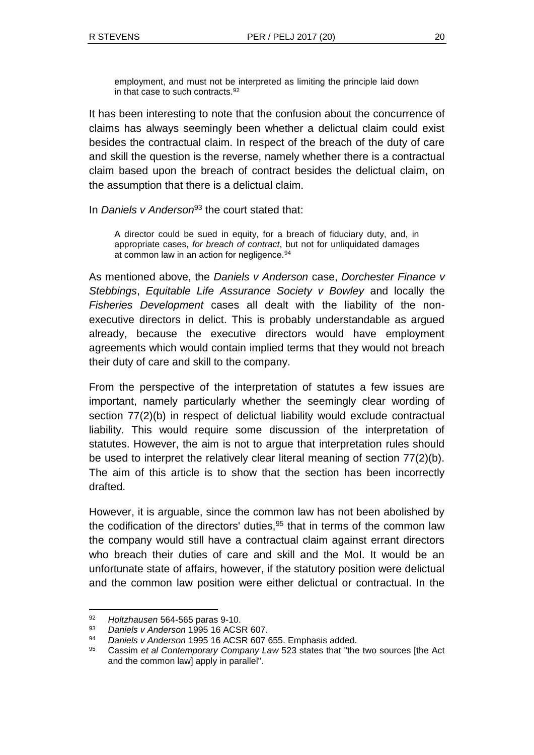> employment, and must not be interpreted as limiting the principle laid down in that case to such contracts.[92]

It has been interesting to note that the confusion about the concurrence of claims has always seemingly been whether a delictual claim could exist besides the contractual claim. In respect of the breach of the duty of care and skill the question is the reverse, namely whether there is a contractual claim based upon the breach of contract besides the delictual claim, on the assumption that there is a delictual claim.

In *Daniels v Anderson*[93] the court stated that:

> A director could be sued in equity, for a breach of fiduciary duty, and, in appropriate cases, *for breach of contract*, but not for unliquidated damages at common law in an action for negligence.[94]

As mentioned above, the *Daniels v Anderson* case, *Dorchester Finance v Stebbings*, *Equitable Life Assurance Society v Bowley* and locally the *Fisheries Development* cases all dealt with the liability of the non-executive directors in delict. This is probably understandable as argued already, because the executive directors would have employment agreements which would contain implied terms that they would not breach their duty of care and skill to the company.

From the perspective of the interpretation of statutes a few issues are important, namely particularly whether the seemingly clear wording of section 77(2)(b) in respect of delictual liability would exclude contractual liability. This would require some discussion of the interpretation of statutes. However, the aim is not to argue that interpretation rules should be used to interpret the relatively clear literal meaning of section 77(2)(b). The aim of this article is to show that the section has been incorrectly drafted.

However, it is arguable, since the common law has not been abolished by the codification of the directors' duties,[95] that in terms of the common law the company would still have a contractual claim against errant directors who breach their duties of care and skill and the MoI. It would be an unfortunate state of affairs, however, if the statutory position were delictual and the common law position were either delictual or contractual. In the

---

92 *Holtzhausen* 564-565 paras 9-10.

93 *Daniels v Anderson* 1995 16 ACSR 607.

94 *Daniels v Anderson* 1995 16 ACSR 607 655. Emphasis added.

95 Cassim *et al Contemporary Company Law* 523 states that "the two sources [the Act and the common law] apply in parallel".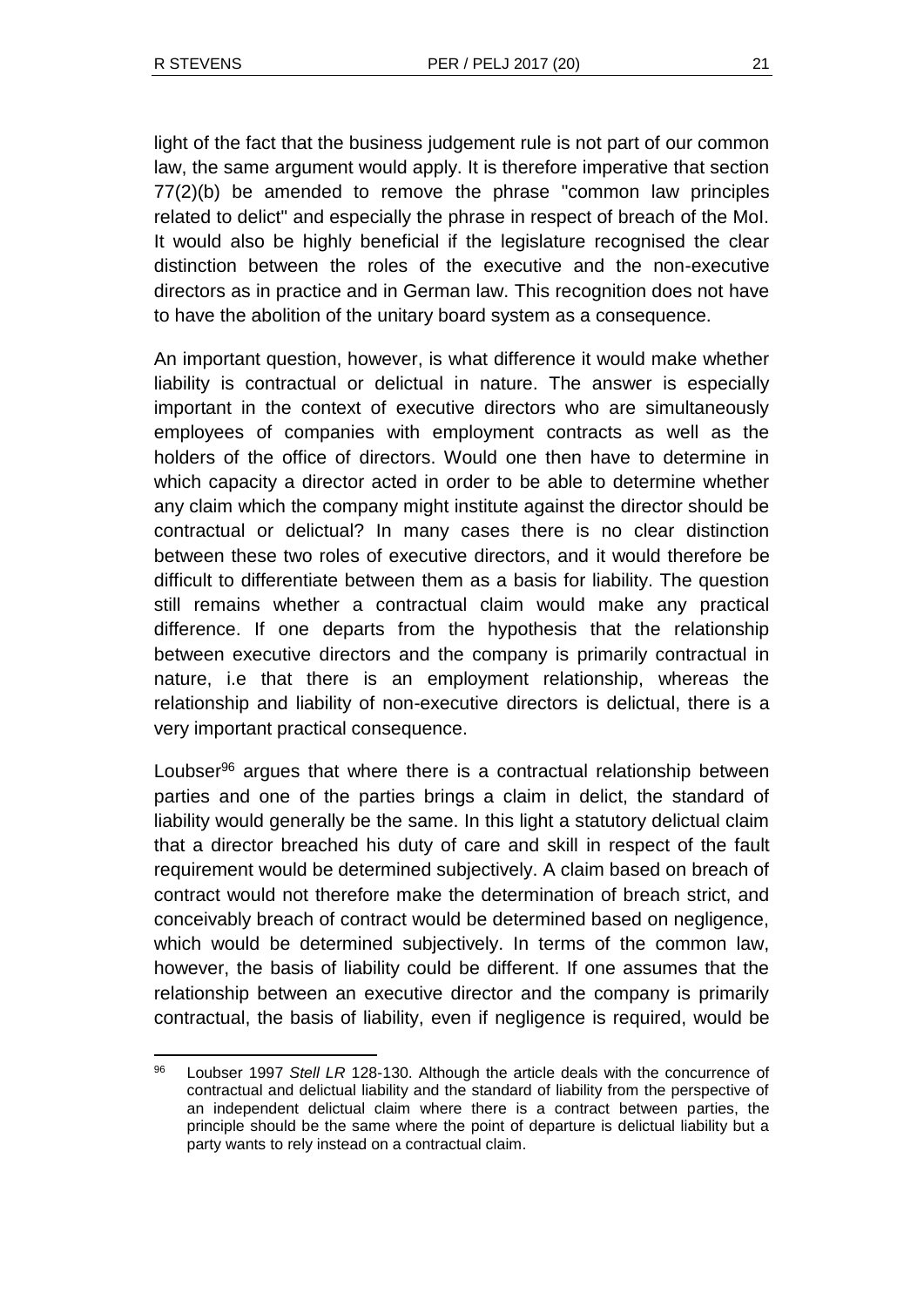light of the fact that the business judgement rule is not part of our common law, the same argument would apply. It is therefore imperative that section 77(2)(b) be amended to remove the phrase "common law principles related to delict" and especially the phrase in respect of breach of the MoI. It would also be highly beneficial if the legislature recognised the clear distinction between the roles of the executive and the non-executive directors as in practice and in German law. This recognition does not have to have the abolition of the unitary board system as a consequence.

An important question, however, is what difference it would make whether liability is contractual or delictual in nature. The answer is especially important in the context of executive directors who are simultaneously employees of companies with employment contracts as well as the holders of the office of directors. Would one then have to determine in which capacity a director acted in order to be able to determine whether any claim which the company might institute against the director should be contractual or delictual? In many cases there is no clear distinction between these two roles of executive directors, and it would therefore be difficult to differentiate between them as a basis for liability. The question still remains whether a contractual claim would make any practical difference. If one departs from the hypothesis that the relationship between executive directors and the company is primarily contractual in nature, i.e that there is an employment relationship, whereas the relationship and liability of non-executive directors is delictual, there is a very important practical consequence.

Loubser[96] argues that where there is a contractual relationship between parties and one of the parties brings a claim in delict, the standard of liability would generally be the same. In this light a statutory delictual claim that a director breached his duty of care and skill in respect of the fault requirement would be determined subjectively. A claim based on breach of contract would not therefore make the determination of breach strict, and conceivably breach of contract would be determined based on negligence, which would be determined subjectively. In terms of the common law, however, the basis of liability could be different. If one assumes that the relationship between an executive director and the company is primarily contractual, the basis of liability, even if negligence is required, would be

[96] Loubser 1997 *Stell LR* 128-130. Although the article deals with the concurrence of contractual and delictual liability and the standard of liability from the perspective of an independent delictual claim where there is a contract between parties, the principle should be the same where the point of departure is delictual liability but a party wants to rely instead on a contractual claim.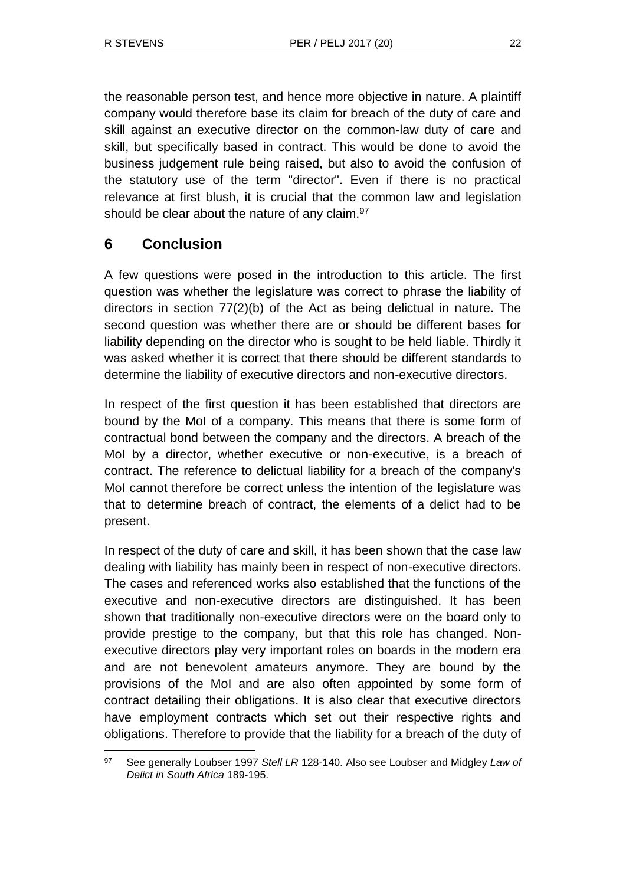the reasonable person test, and hence more objective in nature. A plaintiff company would therefore base its claim for breach of the duty of care and skill against an executive director on the common-law duty of care and skill, but specifically based in contract. This would be done to avoid the business judgement rule being raised, but also to avoid the confusion of the statutory use of the term "director". Even if there is no practical relevance at first blush, it is crucial that the common law and legislation should be clear about the nature of any claim.[97]

## 6 Conclusion

A few questions were posed in the introduction to this article. The first question was whether the legislature was correct to phrase the liability of directors in section 77(2)(b) of the Act as being delictual in nature. The second question was whether there are or should be different bases for liability depending on the director who is sought to be held liable. Thirdly it was asked whether it is correct that there should be different standards to determine the liability of executive directors and non-executive directors.

In respect of the first question it has been established that directors are bound by the MoI of a company. This means that there is some form of contractual bond between the company and the directors. A breach of the MoI by a director, whether executive or non-executive, is a breach of contract. The reference to delictual liability for a breach of the company's MoI cannot therefore be correct unless the intention of the legislature was that to determine breach of contract, the elements of a delict had to be present.

In respect of the duty of care and skill, it has been shown that the case law dealing with liability has mainly been in respect of non-executive directors. The cases and referenced works also established that the functions of the executive and non-executive directors are distinguished. It has been shown that traditionally non-executive directors were on the board only to provide prestige to the company, but that this role has changed. Non-executive directors play very important roles on boards in the modern era and are not benevolent amateurs anymore. They are bound by the provisions of the MoI and are also often appointed by some form of contract detailing their obligations. It is also clear that executive directors have employment contracts which set out their respective rights and obligations. Therefore to provide that the liability for a breach of the duty of

---

[97] See generally Loubser 1997 *Stell LR* 128-140. Also see Loubser and Midgley *Law of Delict in South Africa* 189-195.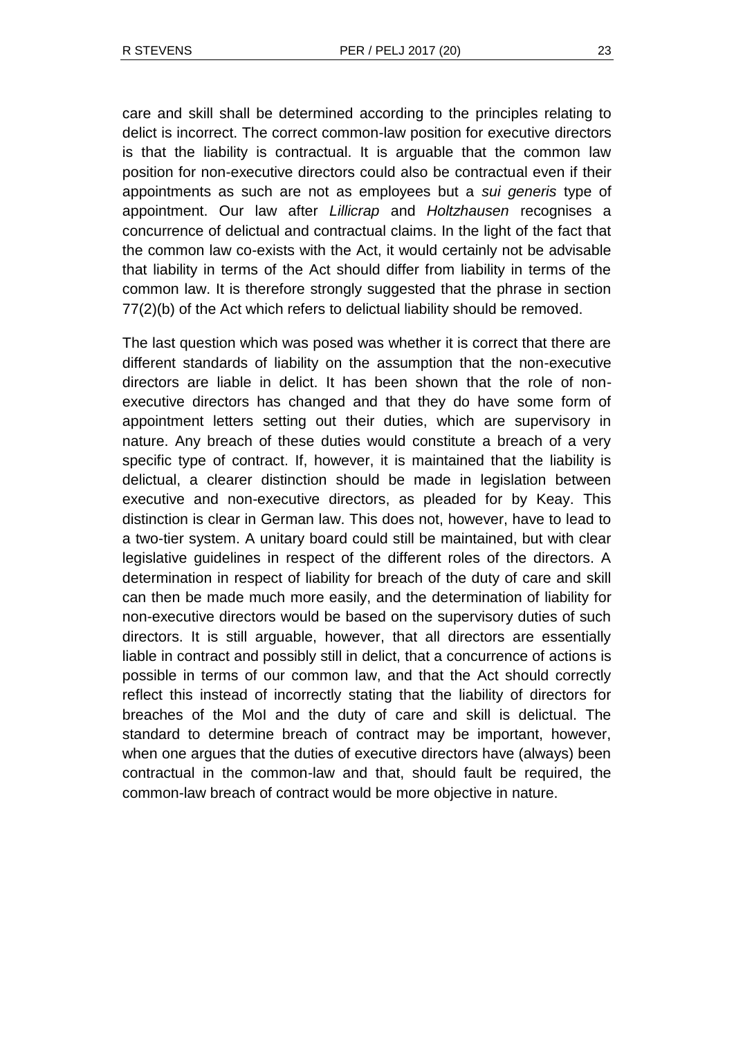care and skill shall be determined according to the principles relating to delict is incorrect. The correct common-law position for executive directors is that the liability is contractual. It is arguable that the common law position for non-executive directors could also be contractual even if their appointments as such are not as employees but a *sui generis* type of appointment. Our law after *Lillicrap* and *Holtzhausen* recognises a concurrence of delictual and contractual claims. In the light of the fact that the common law co-exists with the Act, it would certainly not be advisable that liability in terms of the Act should differ from liability in terms of the common law. It is therefore strongly suggested that the phrase in section 77(2)(b) of the Act which refers to delictual liability should be removed.

The last question which was posed was whether it is correct that there are different standards of liability on the assumption that the non-executive directors are liable in delict. It has been shown that the role of non-executive directors has changed and that they do have some form of appointment letters setting out their duties, which are supervisory in nature. Any breach of these duties would constitute a breach of a very specific type of contract. If, however, it is maintained that the liability is delictual, a clearer distinction should be made in legislation between executive and non-executive directors, as pleaded for by Keay. This distinction is clear in German law. This does not, however, have to lead to a two-tier system. A unitary board could still be maintained, but with clear legislative guidelines in respect of the different roles of the directors. A determination in respect of liability for breach of the duty of care and skill can then be made much more easily, and the determination of liability for non-executive directors would be based on the supervisory duties of such directors. It is still arguable, however, that all directors are essentially liable in contract and possibly still in delict, that a concurrence of actions is possible in terms of our common law, and that the Act should correctly reflect this instead of incorrectly stating that the liability of directors for breaches of the MoI and the duty of care and skill is delictual. The standard to determine breach of contract may be important, however, when one argues that the duties of executive directors have (always) been contractual in the common-law and that, should fault be required, the common-law breach of contract would be more objective in nature.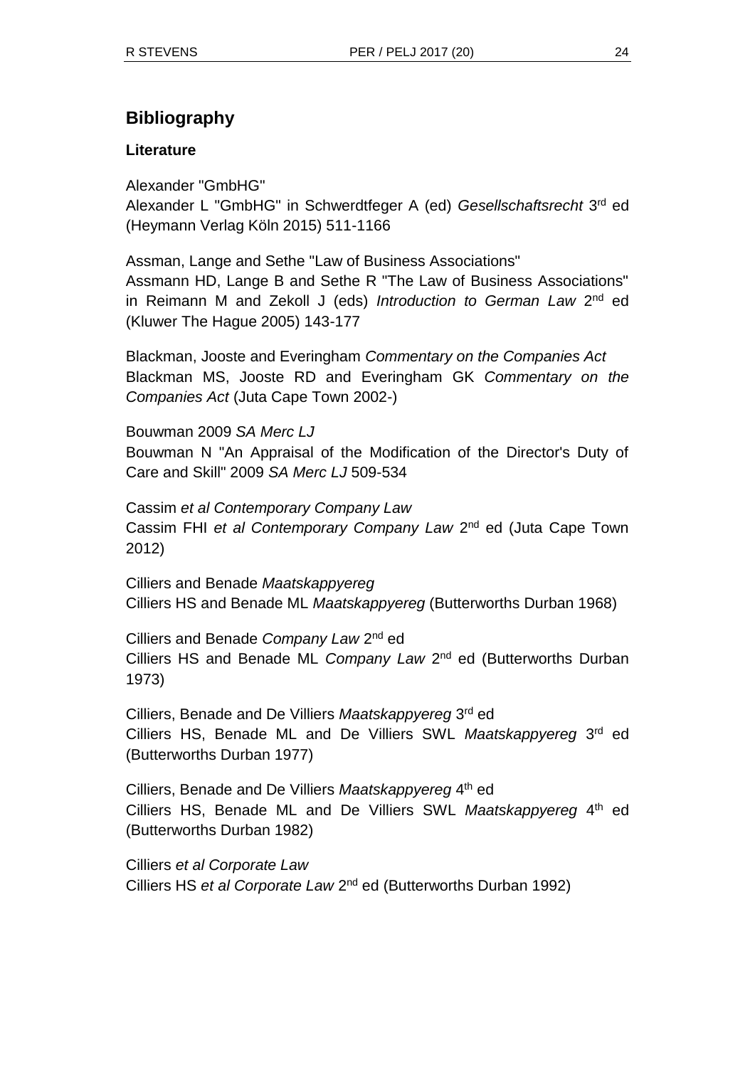## Bibliography

### Literature

Alexander "GmbHG"
Alexander L "GmbHG" in Schwerdtfeger A (ed) *Gesellschaftsrecht* 3rd ed (Heymann Verlag Köln 2015) 511-1166

Assman, Lange and Sethe "Law of Business Associations"
Assmann HD, Lange B and Sethe R "The Law of Business Associations" in Reimann M and Zekoll J (eds) *Introduction to German Law* 2nd ed (Kluwer The Hague 2005) 143-177

Blackman, Jooste and Everingham *Commentary on the Companies Act*
Blackman MS, Jooste RD and Everingham GK *Commentary on the Companies Act* (Juta Cape Town 2002-)

Bouwman 2009 *SA Merc LJ*
Bouwman N "An Appraisal of the Modification of the Director's Duty of Care and Skill" 2009 *SA Merc LJ* 509-534

Cassim *et al Contemporary Company Law*
Cassim FHI *et al Contemporary Company Law* 2nd ed (Juta Cape Town 2012)

Cilliers and Benade *Maatskappyereg*
Cilliers HS and Benade ML *Maatskappyereg* (Butterworths Durban 1968)

Cilliers and Benade *Company Law* 2nd ed
Cilliers HS and Benade ML *Company Law* 2nd ed (Butterworths Durban 1973)

Cilliers, Benade and De Villiers *Maatskappyereg* 3rd ed
Cilliers HS, Benade ML and De Villiers SWL *Maatskappyereg* 3rd ed (Butterworths Durban 1977)

Cilliers, Benade and De Villiers *Maatskappyereg* 4th ed
Cilliers HS, Benade ML and De Villiers SWL *Maatskappyereg* 4th ed (Butterworths Durban 1982)

Cilliers *et al Corporate Law*
Cilliers HS *et al Corporate Law* 2nd ed (Butterworths Durban 1992)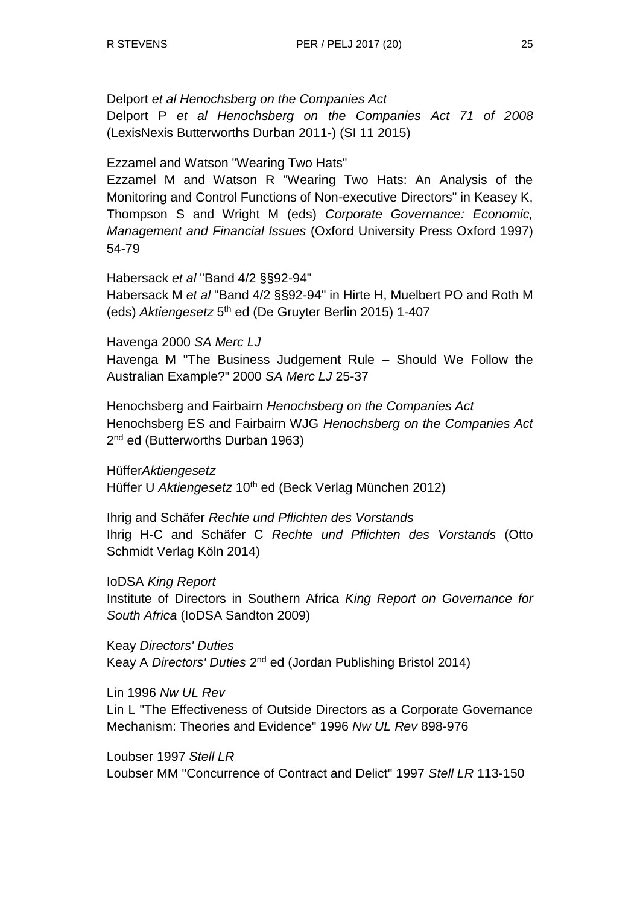Delport *et al Henochsberg on the Companies Act*
Delport P *et al Henochsberg on the Companies Act 71 of 2008* (LexisNexis Butterworths Durban 2011-) (SI 11 2015)

Ezzamel and Watson "Wearing Two Hats"
Ezzamel M and Watson R "Wearing Two Hats: An Analysis of the Monitoring and Control Functions of Non-executive Directors" in Keasey K, Thompson S and Wright M (eds) *Corporate Governance: Economic, Management and Financial Issues* (Oxford University Press Oxford 1997) 54-79

Habersack *et al* "Band 4/2 §§92-94"
Habersack M *et al* "Band 4/2 §§92-94" in Hirte H, Muelbert PO and Roth M (eds) *Aktiengesetz* 5th ed (De Gruyter Berlin 2015) 1-407

Havenga 2000 *SA Merc LJ*
Havenga M "The Business Judgement Rule – Should We Follow the Australian Example?" 2000 *SA Merc LJ* 25-37

Henochsberg and Fairbairn *Henochsberg on the Companies Act*
Henochsberg ES and Fairbairn WJG *Henochsberg on the Companies Act* 2nd ed (Butterworths Durban 1963)

Hüffer*Aktiengesetz*
Hüffer U *Aktiengesetz* 10th ed (Beck Verlag München 2012)

Ihrig and Schäfer *Rechte und Pflichten des Vorstands*
Ihrig H-C and Schäfer C *Rechte und Pflichten des Vorstands* (Otto Schmidt Verlag Köln 2014)

IoDSA *King Report*
Institute of Directors in Southern Africa *King Report on Governance for South Africa* (IoDSA Sandton 2009)

Keay *Directors' Duties*
Keay A *Directors' Duties* 2nd ed (Jordan Publishing Bristol 2014)

Lin 1996 *Nw UL Rev*
Lin L "The Effectiveness of Outside Directors as a Corporate Governance Mechanism: Theories and Evidence" 1996 *Nw UL Rev* 898-976

Loubser 1997 *Stell LR*
Loubser MM "Concurrence of Contract and Delict" 1997 *Stell LR* 113-150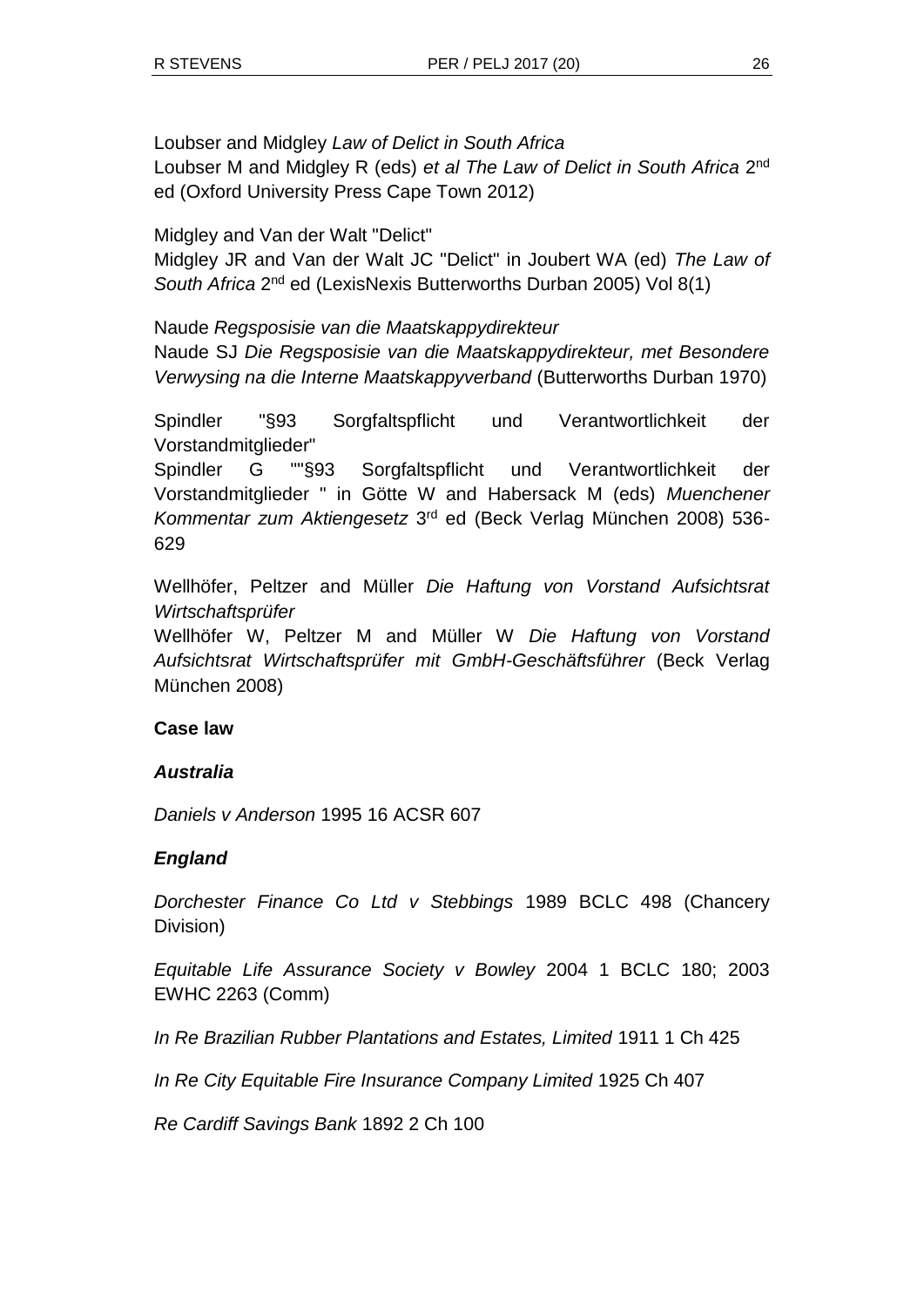Loubser and Midgley *Law of Delict in South Africa*
Loubser M and Midgley R (eds) *et al The Law of Delict in South Africa* 2nd ed (Oxford University Press Cape Town 2012)

Midgley and Van der Walt "Delict"
Midgley JR and Van der Walt JC "Delict" in Joubert WA (ed) *The Law of South Africa* 2nd ed (LexisNexis Butterworths Durban 2005) Vol 8(1)

Naude *Regsposisie van die Maatskappydirekteur*
Naude SJ *Die Regsposisie van die Maatskappydirekteur, met Besondere Verwysing na die Interne Maatskappyverband* (Butterworths Durban 1970)

Spindler "§93 Sorgfaltspflicht und Verantwortlichkeit der Vorstandmitglieder"
Spindler G ""§93 Sorgfaltspflicht und Verantwortlichkeit der Vorstandmitglieder " in Götte W and Habersack M (eds) *Muenchener Kommentar zum Aktiengesetz* 3rd ed (Beck Verlag München 2008) 536-629

Wellhöfer, Peltzer and Müller *Die Haftung von Vorstand Aufsichtsrat Wirtschaftsprüfer*
Wellhöfer W, Peltzer M and Müller W *Die Haftung von Vorstand Aufsichtsrat Wirtschaftsprüfer mit GmbH-Geschäftsführer* (Beck Verlag München 2008)

**Case law**

***Australia***

*Daniels v Anderson* 1995 16 ACSR 607

***England***

*Dorchester Finance Co Ltd v Stebbings* 1989 BCLC 498 (Chancery Division)

*Equitable Life Assurance Society v Bowley* 2004 1 BCLC 180; 2003 EWHC 2263 (Comm)

*In Re Brazilian Rubber Plantations and Estates, Limited* 1911 1 Ch 425

*In Re City Equitable Fire Insurance Company Limited* 1925 Ch 407

*Re Cardiff Savings Bank* 1892 2 Ch 100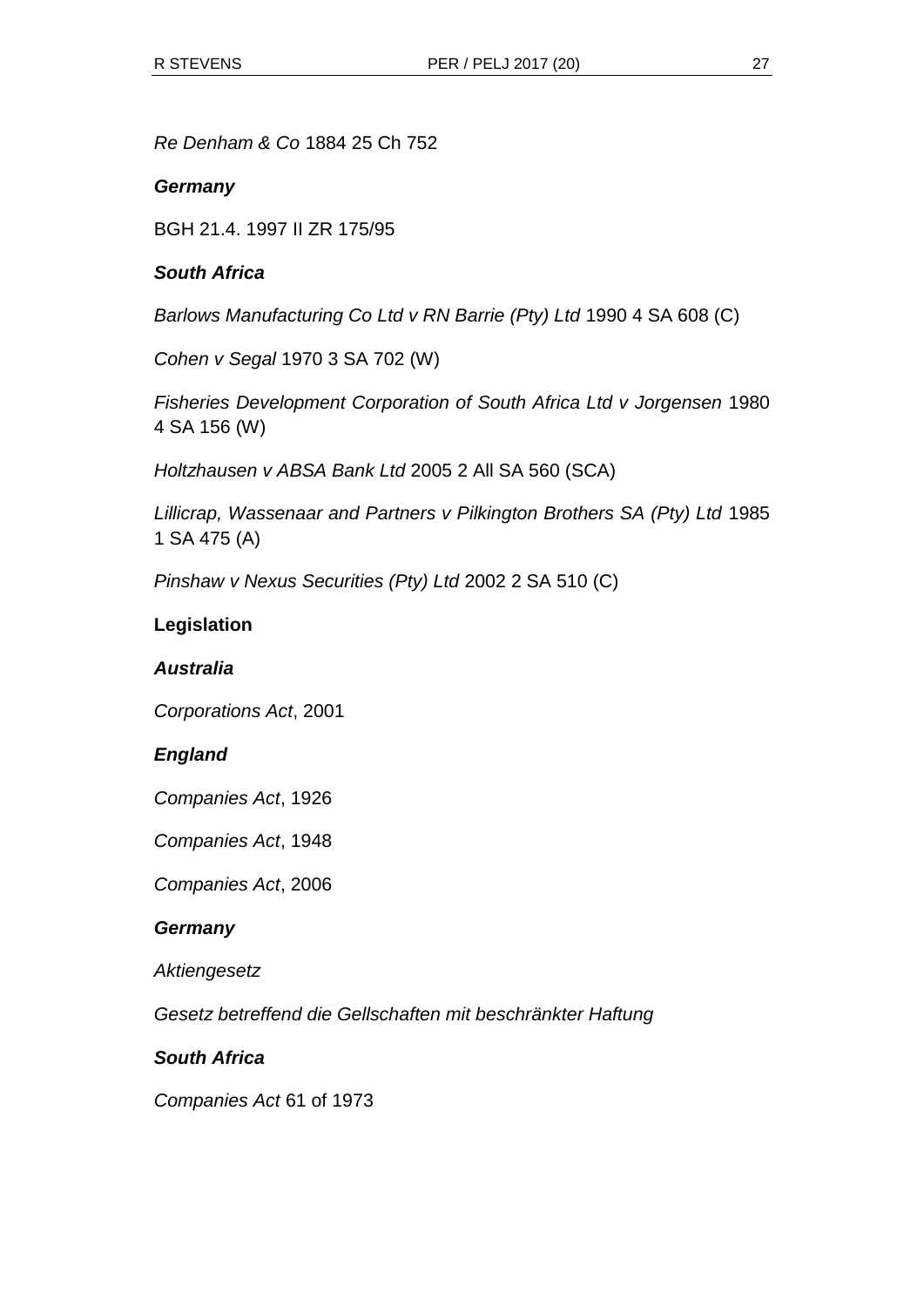*Re Denham & Co* 1884 25 Ch 752

***Germany***

BGH 21.4. 1997 II ZR 175/95

***South Africa***

*Barlows Manufacturing Co Ltd v RN Barrie (Pty) Ltd* 1990 4 SA 608 (C)

*Cohen v Segal* 1970 3 SA 702 (W)

*Fisheries Development Corporation of South Africa Ltd v Jorgensen* 1980 4 SA 156 (W)

*Holtzhausen v ABSA Bank Ltd* 2005 2 All SA 560 (SCA)

*Lillicrap, Wassenaar and Partners v Pilkington Brothers SA (Pty) Ltd* 1985 1 SA 475 (A)

*Pinshaw v Nexus Securities (Pty) Ltd* 2002 2 SA 510 (C)

**Legislation**

***Australia***

*Corporations Act*, 2001

***England***

*Companies Act*, 1926

*Companies Act*, 1948

*Companies Act*, 2006

***Germany***

*Aktiengesetz*

*Gesetz betreffend die Gellschaften mit beschränkter Haftung*

***South Africa***

*Companies Act* 61 of 1973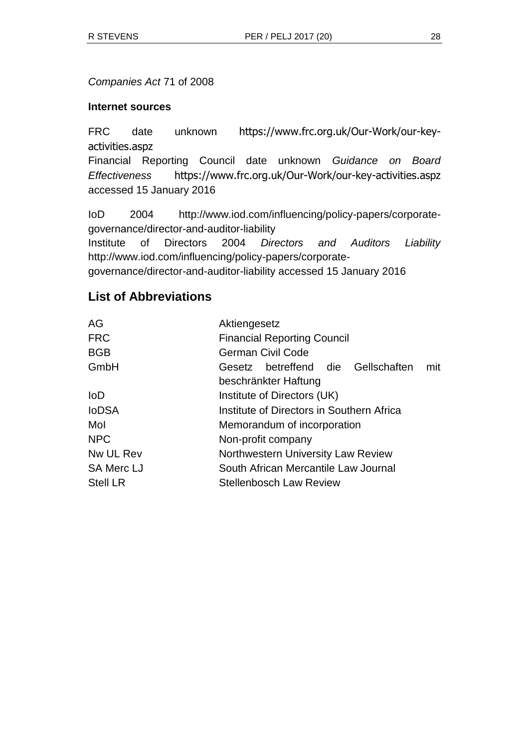*Companies Act* 71 of 2008

**Internet sources**

FRC date unknown https://www.frc.org.uk/Our-Work/our-key-activities.aspz

Financial Reporting Council date unknown *Guidance on Board Effectiveness* https://www.frc.org.uk/Our-Work/our-key-activities.aspz accessed 15 January 2016

IoD 2004 http://www.iod.com/influencing/policy-papers/corporate-governance/director-and-auditor-liability

Institute of Directors 2004 *Directors and Auditors Liability* http://www.iod.com/influencing/policy-papers/corporate-governance/director-and-auditor-liability accessed 15 January 2016

## List of Abbreviations

| | |
|---|---|
| AG | Aktiengesetz |
| FRC | Financial Reporting Council |
| BGB | German Civil Code |
| GmbH | Gesetz betreffend die Gellschaften mit beschränkter Haftung |
| IoD | Institute of Directors (UK) |
| IoDSA | Institute of Directors in Southern Africa |
| MoI | Memorandum of incorporation |
| NPC | Non-profit company |
| Nw UL Rev | Northwestern University Law Review |
| SA Merc LJ | South African Mercantile Law Journal |
| Stell LR | Stellenbosch Law Review |